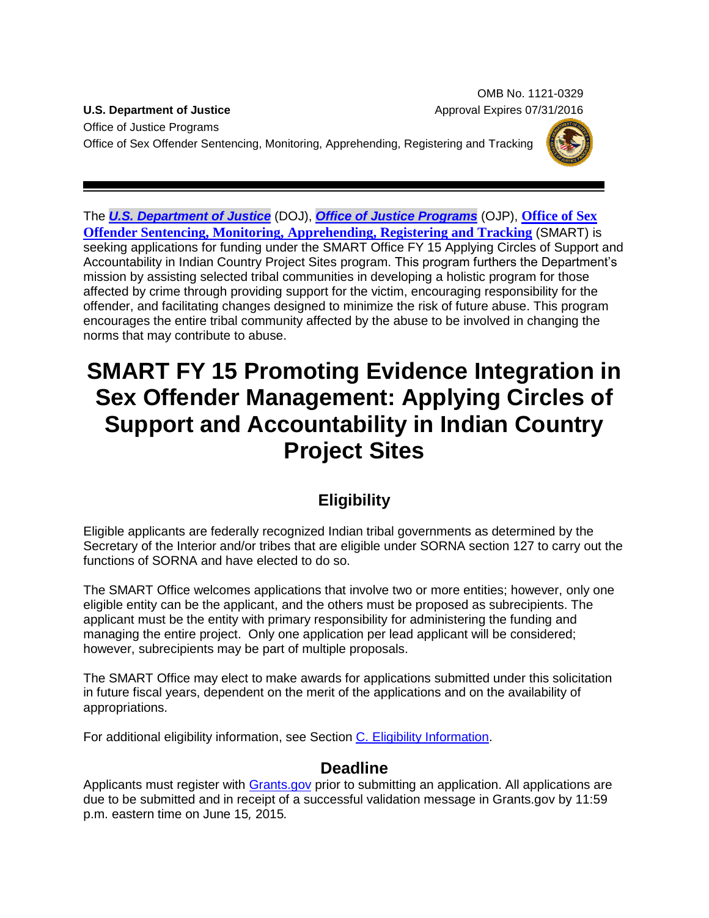OMB No. 1121-0329
Approval Expires 07/31/2016

**U.S. Department of Justice**
Office of Justice Programs
Office of Sex Offender Sentencing, Monitoring, Apprehending, Registering and Tracking

The ***U.S. Department of Justice*** (DOJ), ***Office of Justice Programs*** (OJP), **Office of Sex Offender Sentencing, Monitoring, Apprehending, Registering and Tracking** (SMART) is seeking applications for funding under the SMART Office FY 15 Applying Circles of Support and Accountability in Indian Country Project Sites program. This program furthers the Department's mission by assisting selected tribal communities in developing a holistic program for those affected by crime through providing support for the victim, encouraging responsibility for the offender, and facilitating changes designed to minimize the risk of future abuse. This program encourages the entire tribal community affected by the abuse to be involved in changing the norms that may contribute to abuse.

# SMART FY 15 Promoting Evidence Integration in Sex Offender Management: Applying Circles of Support and Accountability in Indian Country Project Sites

## Eligibility

Eligible applicants are federally recognized Indian tribal governments as determined by the Secretary of the Interior and/or tribes that are eligible under SORNA section 127 to carry out the functions of SORNA and have elected to do so.

The SMART Office welcomes applications that involve two or more entities; however, only one eligible entity can be the applicant, and the others must be proposed as subrecipients. The applicant must be the entity with primary responsibility for administering the funding and managing the entire project. Only one application per lead applicant will be considered; however, subrecipients may be part of multiple proposals.

The SMART Office may elect to make awards for applications submitted under this solicitation in future fiscal years, dependent on the merit of the applications and on the availability of appropriations.

For additional eligibility information, see Section C. Eligibility Information.

## Deadline

Applicants must register with Grants.gov prior to submitting an application. All applications are due to be submitted and in receipt of a successful validation message in Grants.gov by 11:59 p.m. eastern time on June 15*, 2015.*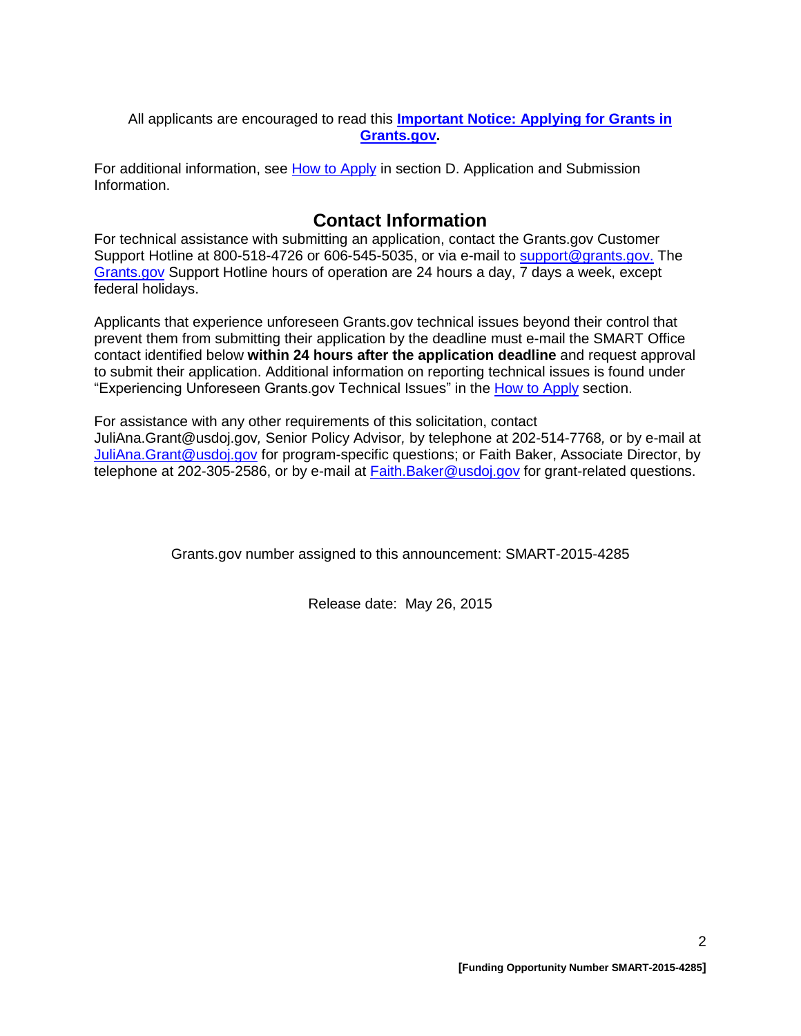All applicants are encouraged to read this **Important Notice: Applying for Grants in Grants.gov**.

For additional information, see How to Apply in section D. Application and Submission Information.

## Contact Information

For technical assistance with submitting an application, contact the Grants.gov Customer Support Hotline at 800-518-4726 or 606-545-5035, or via e-mail to support@grants.gov. The Grants.gov Support Hotline hours of operation are 24 hours a day, 7 days a week, except federal holidays.

Applicants that experience unforeseen Grants.gov technical issues beyond their control that prevent them from submitting their application by the deadline must e-mail the SMART Office contact identified below **within 24 hours after the application deadline** and request approval to submit their application. Additional information on reporting technical issues is found under "Experiencing Unforeseen Grants.gov Technical Issues" in the How to Apply section.

For assistance with any other requirements of this solicitation, contact JuliAna.Grant@usdoj.gov*,* Senior Policy Advisor*,* by telephone at 202-514-7768*,* or by e-mail at JuliAna.Grant@usdoj.gov for program-specific questions; or Faith Baker, Associate Director, by telephone at 202-305-2586, or by e-mail at Faith.Baker@usdoj.gov for grant-related questions.

Grants.gov number assigned to this announcement: SMART-2015-4285

Release date: May 26, 2015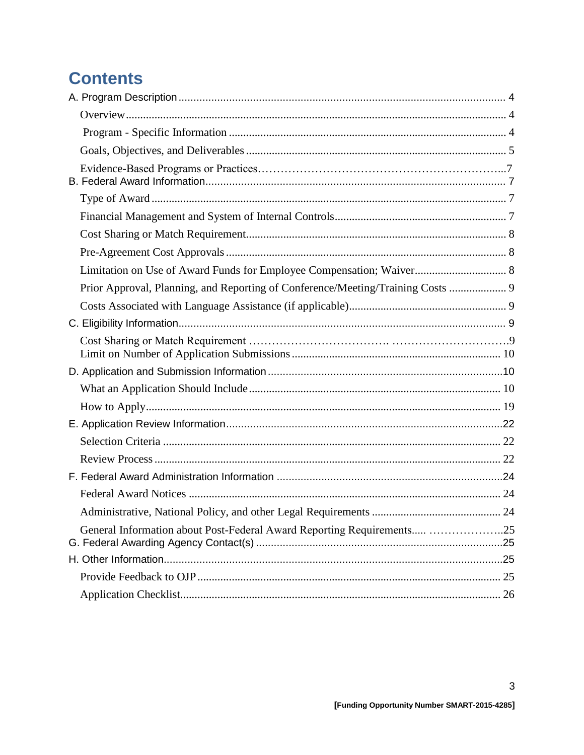# Contents

A. Program Description ........ 4

- Overview ........ 4
- Program - Specific Information ........ 4
- Goals, Objectives, and Deliverables ........ 5
- Evidence-Based Programs or Practices ........ 7

B. Federal Award Information ........ 7

- Type of Award ........ 7
- Financial Management and System of Internal Controls ........ 7
- Cost Sharing or Match Requirement ........ 8
- Pre-Agreement Cost Approvals ........ 8
- Limitation on Use of Award Funds for Employee Compensation; Waiver ........ 8
- Prior Approval, Planning, and Reporting of Conference/Meeting/Training Costs ........ 9
- Costs Associated with Language Assistance (if applicable) ........ 9

C. Eligibility Information ........ 9

- Cost Sharing or Match Requirement ........ 9
- Limit on Number of Application Submissions ........ 10

D. Application and Submission Information ........ 10

- What an Application Should Include ........ 10
- How to Apply ........ 19

E. Application Review Information ........ 22

- Selection Criteria ........ 22
- Review Process ........ 22

F. Federal Award Administration Information ........ 24

- Federal Award Notices ........ 24
- Administrative, National Policy, and other Legal Requirements ........ 24
- General Information about Post-Federal Award Reporting Requirements ........ 25

G. Federal Awarding Agency Contact(s) ........ 25

H. Other Information ........ 25

- Provide Feedback to OJP ........ 25
- Application Checklist ........ 26

[Funding Opportunity Number SMART-2015-4285]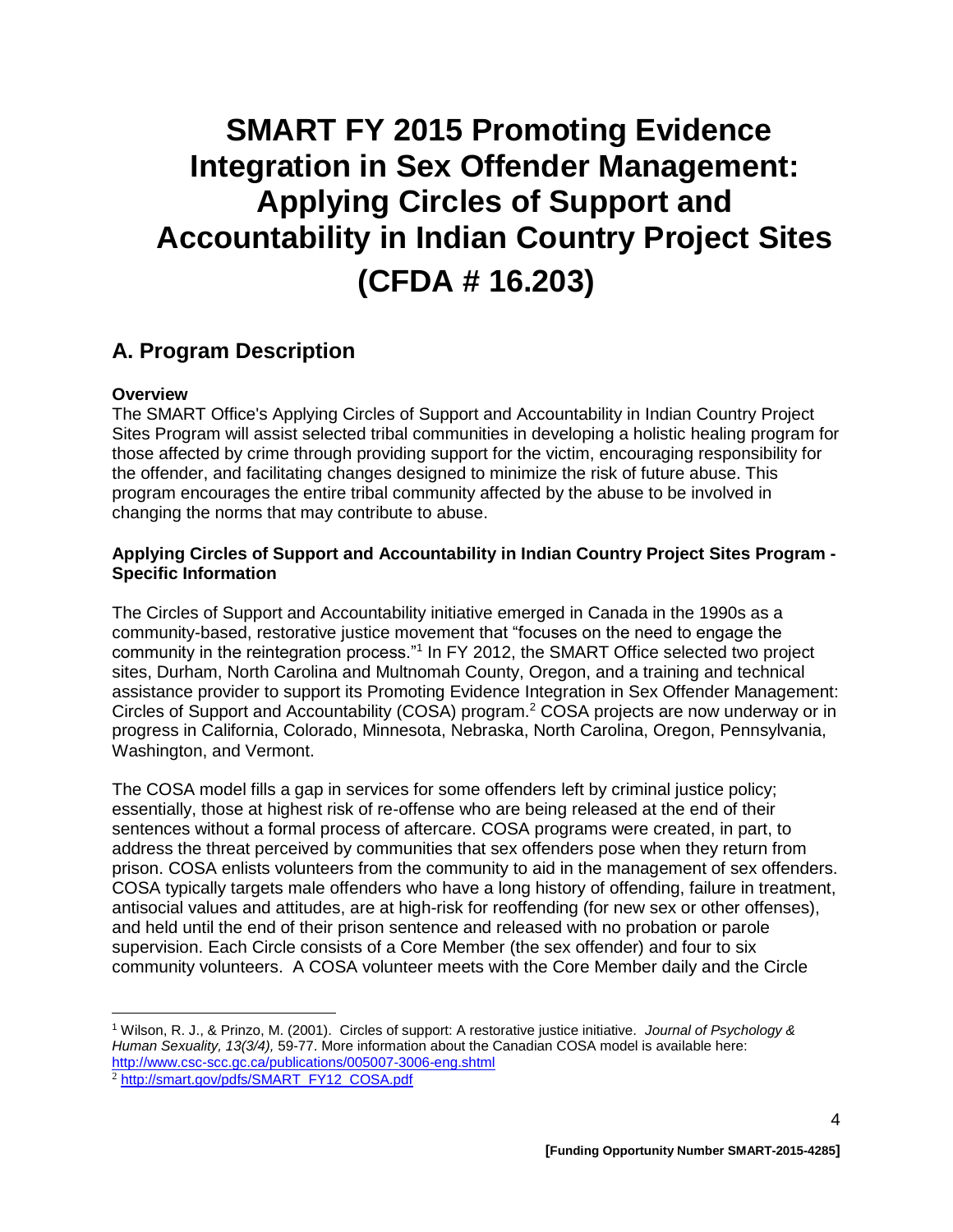# SMART FY 2015 Promoting Evidence Integration in Sex Offender Management: Applying Circles of Support and Accountability in Indian Country Project Sites (CFDA # 16.203)

## A. Program Description

**Overview**

The SMART Office's Applying Circles of Support and Accountability in Indian Country Project Sites Program will assist selected tribal communities in developing a holistic healing program for those affected by crime through providing support for the victim, encouraging responsibility for the offender, and facilitating changes designed to minimize the risk of future abuse. This program encourages the entire tribal community affected by the abuse to be involved in changing the norms that may contribute to abuse.

**Applying Circles of Support and Accountability in Indian Country Project Sites Program - Specific Information**

The Circles of Support and Accountability initiative emerged in Canada in the 1990s as a community-based, restorative justice movement that "focuses on the need to engage the community in the reintegration process."[1] In FY 2012, the SMART Office selected two project sites, Durham, North Carolina and Multnomah County, Oregon, and a training and technical assistance provider to support its Promoting Evidence Integration in Sex Offender Management: Circles of Support and Accountability (COSA) program.[2] COSA projects are now underway or in progress in California, Colorado, Minnesota, Nebraska, North Carolina, Oregon, Pennsylvania, Washington, and Vermont.

The COSA model fills a gap in services for some offenders left by criminal justice policy; essentially, those at highest risk of re-offense who are being released at the end of their sentences without a formal process of aftercare. COSA programs were created, in part, to address the threat perceived by communities that sex offenders pose when they return from prison. COSA enlists volunteers from the community to aid in the management of sex offenders. COSA typically targets male offenders who have a long history of offending, failure in treatment, antisocial values and attitudes, are at high-risk for reoffending (for new sex or other offenses), and held until the end of their prison sentence and released with no probation or parole supervision. Each Circle consists of a Core Member (the sex offender) and four to six community volunteers. A COSA volunteer meets with the Core Member daily and the Circle

---

[1] Wilson, R. J., & Prinzo, M. (2001). Circles of support: A restorative justice initiative. *Journal of Psychology & Human Sexuality, 13(3/4),* 59-77. More information about the Canadian COSA model is available here: http://www.csc-scc.gc.ca/publications/005007-3006-eng.shtml

[2] http://smart.gov/pdfs/SMART_FY12_COSA.pdf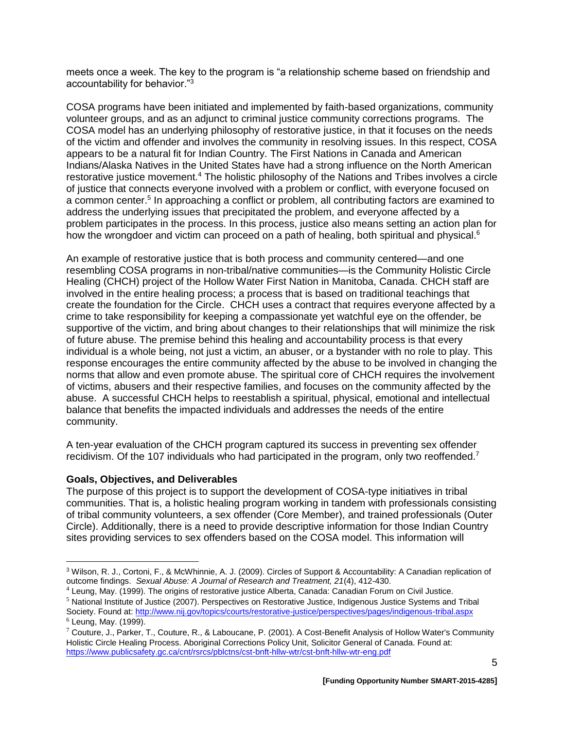meets once a week. The key to the program is "a relationship scheme based on friendship and accountability for behavior."[3]

COSA programs have been initiated and implemented by faith-based organizations, community volunteer groups, and as an adjunct to criminal justice community corrections programs. The COSA model has an underlying philosophy of restorative justice, in that it focuses on the needs of the victim and offender and involves the community in resolving issues. In this respect, COSA appears to be a natural fit for Indian Country. The First Nations in Canada and American Indians/Alaska Natives in the United States have had a strong influence on the North American restorative justice movement.[4] The holistic philosophy of the Nations and Tribes involves a circle of justice that connects everyone involved with a problem or conflict, with everyone focused on a common center.[5] In approaching a conflict or problem, all contributing factors are examined to address the underlying issues that precipitated the problem, and everyone affected by a problem participates in the process. In this process, justice also means setting an action plan for how the wrongdoer and victim can proceed on a path of healing, both spiritual and physical.[6]

An example of restorative justice that is both process and community centered—and one resembling COSA programs in non-tribal/native communities—is the Community Holistic Circle Healing (CHCH) project of the Hollow Water First Nation in Manitoba, Canada. CHCH staff are involved in the entire healing process; a process that is based on traditional teachings that create the foundation for the Circle. CHCH uses a contract that requires everyone affected by a crime to take responsibility for keeping a compassionate yet watchful eye on the offender, be supportive of the victim, and bring about changes to their relationships that will minimize the risk of future abuse. The premise behind this healing and accountability process is that every individual is a whole being, not just a victim, an abuser, or a bystander with no role to play. This response encourages the entire community affected by the abuse to be involved in changing the norms that allow and even promote abuse. The spiritual core of CHCH requires the involvement of victims, abusers and their respective families, and focuses on the community affected by the abuse. A successful CHCH helps to reestablish a spiritual, physical, emotional and intellectual balance that benefits the impacted individuals and addresses the needs of the entire community.

A ten-year evaluation of the CHCH program captured its success in preventing sex offender recidivism. Of the 107 individuals who had participated in the program, only two reoffended.[7]

**Goals, Objectives, and Deliverables**

The purpose of this project is to support the development of COSA-type initiatives in tribal communities. That is, a holistic healing program working in tandem with professionals consisting of tribal community volunteers, a sex offender (Core Member), and trained professionals (Outer Circle). Additionally, there is a need to provide descriptive information for those Indian Country sites providing services to sex offenders based on the COSA model. This information will

---

[3] Wilson, R. J., Cortoni, F., & McWhinnie, A. J. (2009). Circles of Support & Accountability: A Canadian replication of outcome findings. *Sexual Abuse: A Journal of Research and Treatment, 21*(4), 412-430.

[4] Leung, May. (1999). The origins of restorative justice Alberta, Canada: Canadian Forum on Civil Justice.

[5] National Institute of Justice (2007). Perspectives on Restorative Justice, Indigenous Justice Systems and Tribal Society. Found at: http://www.nij.gov/topics/courts/restorative-justice/perspectives/pages/indigenous-tribal.aspx

[6] Leung, May. (1999).

[7] Couture, J., Parker, T., Couture, R., & Laboucane, P. (2001). A Cost-Benefit Analysis of Hollow Water's Community Holistic Circle Healing Process. Aboriginal Corrections Policy Unit, Solicitor General of Canada. Found at: https://www.publicsafety.gc.ca/cnt/rsrcs/pblctns/cst-bnft-hllw-wtr/cst-bnft-hllw-wtr-eng.pdf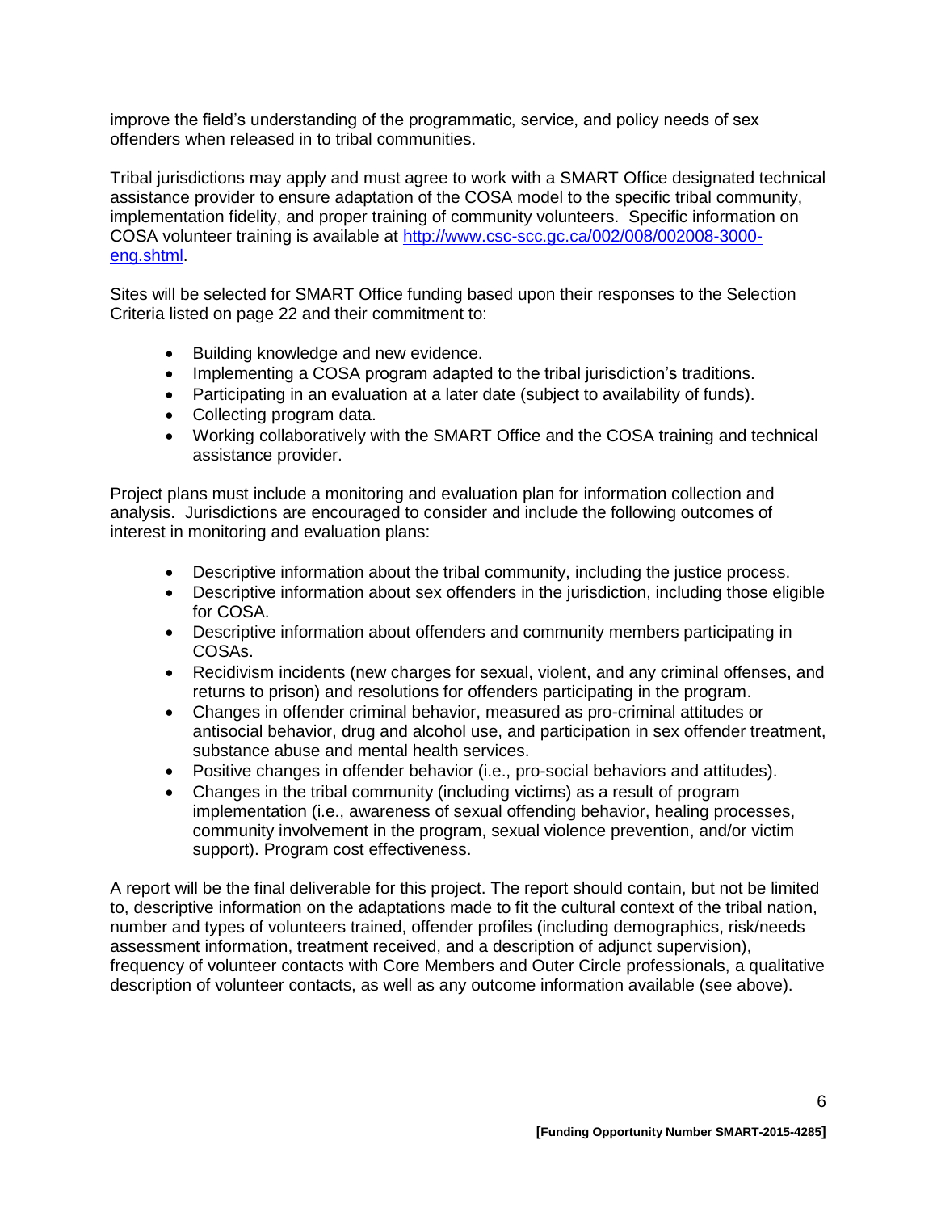improve the field's understanding of the programmatic, service, and policy needs of sex offenders when released in to tribal communities.

Tribal jurisdictions may apply and must agree to work with a SMART Office designated technical assistance provider to ensure adaptation of the COSA model to the specific tribal community, implementation fidelity, and proper training of community volunteers. Specific information on COSA volunteer training is available at [http://www.csc-scc.gc.ca/002/008/002008-3000-eng.shtml](http://www.csc-scc.gc.ca/002/008/002008-3000-eng.shtml).

Sites will be selected for SMART Office funding based upon their responses to the Selection Criteria listed on page 22 and their commitment to:

- Building knowledge and new evidence.
- Implementing a COSA program adapted to the tribal jurisdiction's traditions.
- Participating in an evaluation at a later date (subject to availability of funds).
- Collecting program data.
- Working collaboratively with the SMART Office and the COSA training and technical assistance provider.

Project plans must include a monitoring and evaluation plan for information collection and analysis. Jurisdictions are encouraged to consider and include the following outcomes of interest in monitoring and evaluation plans:

- Descriptive information about the tribal community, including the justice process.
- Descriptive information about sex offenders in the jurisdiction, including those eligible for COSA.
- Descriptive information about offenders and community members participating in COSAs.
- Recidivism incidents (new charges for sexual, violent, and any criminal offenses, and returns to prison) and resolutions for offenders participating in the program.
- Changes in offender criminal behavior, measured as pro-criminal attitudes or antisocial behavior, drug and alcohol use, and participation in sex offender treatment, substance abuse and mental health services.
- Positive changes in offender behavior (i.e., pro-social behaviors and attitudes).
- Changes in the tribal community (including victims) as a result of program implementation (i.e., awareness of sexual offending behavior, healing processes, community involvement in the program, sexual violence prevention, and/or victim support). Program cost effectiveness.

A report will be the final deliverable for this project. The report should contain, but not be limited to, descriptive information on the adaptations made to fit the cultural context of the tribal nation, number and types of volunteers trained, offender profiles (including demographics, risk/needs assessment information, treatment received, and a description of adjunct supervision), frequency of volunteer contacts with Core Members and Outer Circle professionals, a qualitative description of volunteer contacts, as well as any outcome information available (see above).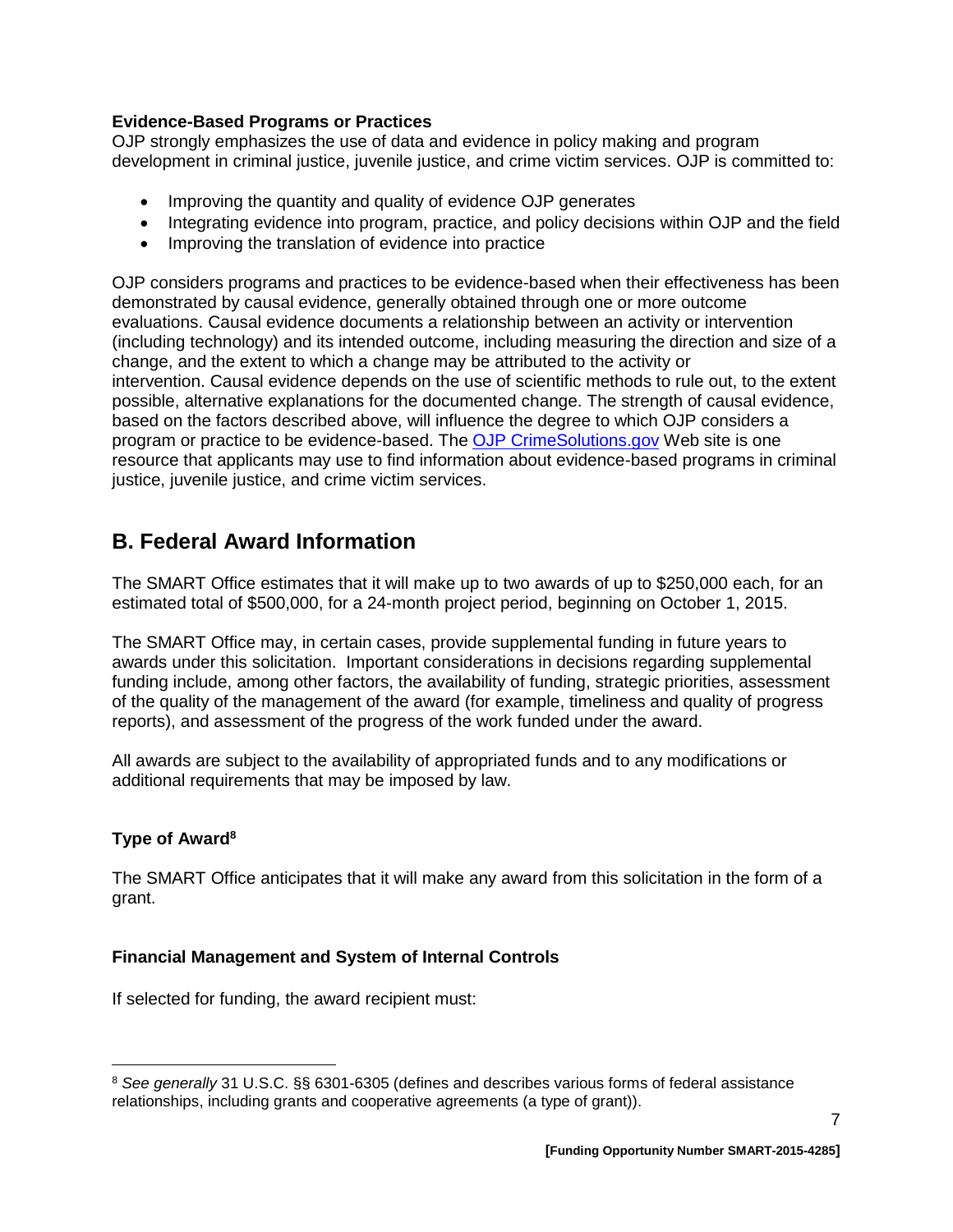**Evidence-Based Programs or Practices**

OJP strongly emphasizes the use of data and evidence in policy making and program development in criminal justice, juvenile justice, and crime victim services. OJP is committed to:

- Improving the quantity and quality of evidence OJP generates
- Integrating evidence into program, practice, and policy decisions within OJP and the field
- Improving the translation of evidence into practice

OJP considers programs and practices to be evidence-based when their effectiveness has been demonstrated by causal evidence, generally obtained through one or more outcome evaluations. Causal evidence documents a relationship between an activity or intervention (including technology) and its intended outcome, including measuring the direction and size of a change, and the extent to which a change may be attributed to the activity or intervention. Causal evidence depends on the use of scientific methods to rule out, to the extent possible, alternative explanations for the documented change. The strength of causal evidence, based on the factors described above, will influence the degree to which OJP considers a program or practice to be evidence-based. The OJP CrimeSolutions.gov Web site is one resource that applicants may use to find information about evidence-based programs in criminal justice, juvenile justice, and crime victim services.

## B. Federal Award Information

The SMART Office estimates that it will make up to two awards of up to $250,000 each, for an estimated total of $500,000, for a 24-month project period, beginning on October 1, 2015.

The SMART Office may, in certain cases, provide supplemental funding in future years to awards under this solicitation. Important considerations in decisions regarding supplemental funding include, among other factors, the availability of funding, strategic priorities, assessment of the quality of the management of the award (for example, timeliness and quality of progress reports), and assessment of the progress of the work funded under the award.

All awards are subject to the availability of appropriated funds and to any modifications or additional requirements that may be imposed by law.

**Type of Award**[8]

The SMART Office anticipates that it will make any award from this solicitation in the form of a grant.

**Financial Management and System of Internal Controls**

If selected for funding, the award recipient must:

[8] *See generally* 31 U.S.C. §§ 6301-6305 (defines and describes various forms of federal assistance relationships, including grants and cooperative agreements (a type of grant)).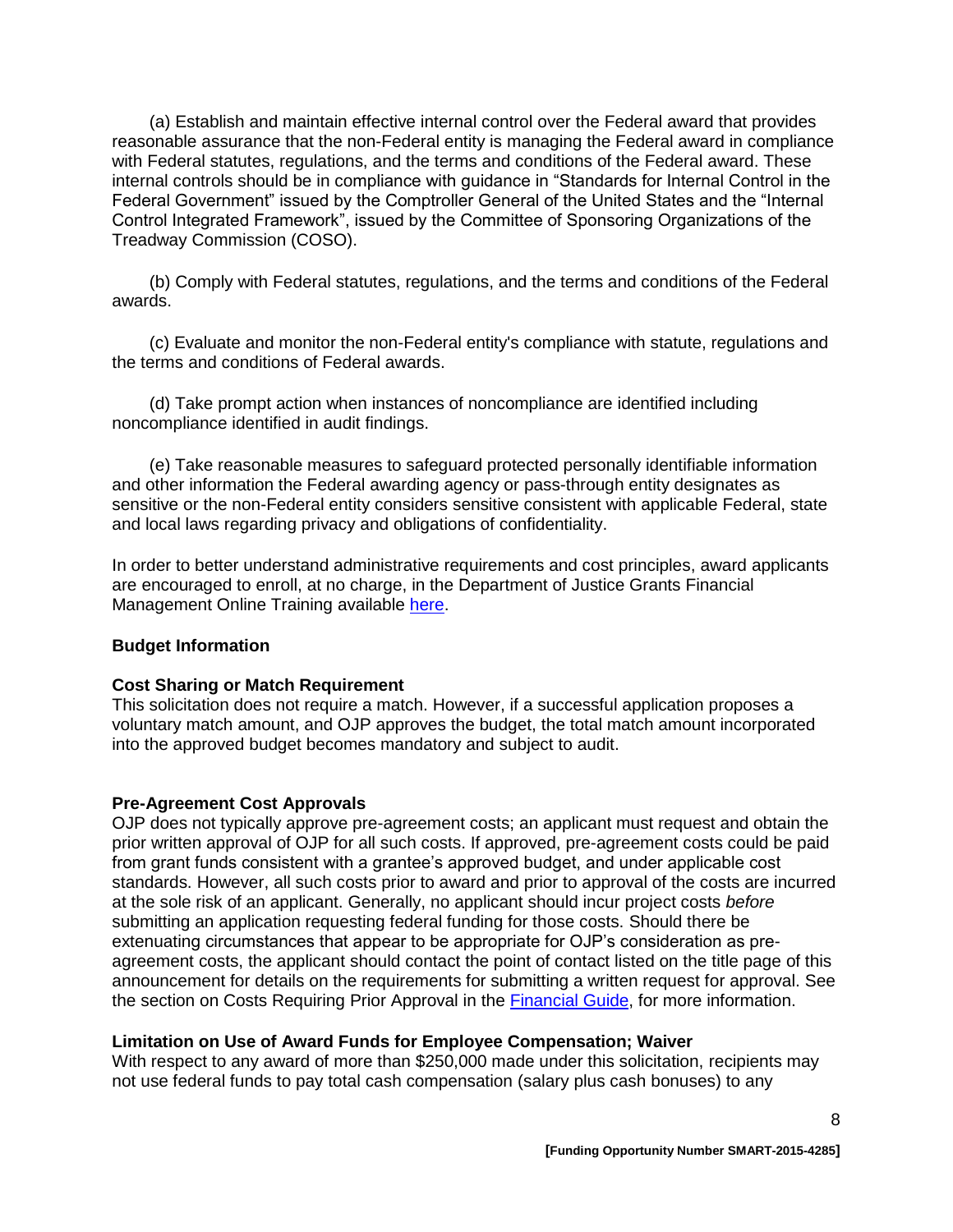(a) Establish and maintain effective internal control over the Federal award that provides reasonable assurance that the non-Federal entity is managing the Federal award in compliance with Federal statutes, regulations, and the terms and conditions of the Federal award. These internal controls should be in compliance with guidance in "Standards for Internal Control in the Federal Government" issued by the Comptroller General of the United States and the "Internal Control Integrated Framework", issued by the Committee of Sponsoring Organizations of the Treadway Commission (COSO).

(b) Comply with Federal statutes, regulations, and the terms and conditions of the Federal awards.

(c) Evaluate and monitor the non-Federal entity's compliance with statute, regulations and the terms and conditions of Federal awards.

(d) Take prompt action when instances of noncompliance are identified including noncompliance identified in audit findings.

(e) Take reasonable measures to safeguard protected personally identifiable information and other information the Federal awarding agency or pass-through entity designates as sensitive or the non-Federal entity considers sensitive consistent with applicable Federal, state and local laws regarding privacy and obligations of confidentiality.

In order to better understand administrative requirements and cost principles, award applicants are encouraged to enroll, at no charge, in the Department of Justice Grants Financial Management Online Training available here.

**Budget Information**

**Cost Sharing or Match Requirement**
This solicitation does not require a match. However, if a successful application proposes a voluntary match amount, and OJP approves the budget, the total match amount incorporated into the approved budget becomes mandatory and subject to audit.

**Pre-Agreement Cost Approvals**
OJP does not typically approve pre-agreement costs; an applicant must request and obtain the prior written approval of OJP for all such costs. If approved, pre-agreement costs could be paid from grant funds consistent with a grantee's approved budget, and under applicable cost standards. However, all such costs prior to award and prior to approval of the costs are incurred at the sole risk of an applicant. Generally, no applicant should incur project costs *before* submitting an application requesting federal funding for those costs. Should there be extenuating circumstances that appear to be appropriate for OJP's consideration as pre-agreement costs, the applicant should contact the point of contact listed on the title page of this announcement for details on the requirements for submitting a written request for approval. See the section on Costs Requiring Prior Approval in the Financial Guide, for more information.

**Limitation on Use of Award Funds for Employee Compensation; Waiver**
With respect to any award of more than $250,000 made under this solicitation, recipients may not use federal funds to pay total cash compensation (salary plus cash bonuses) to any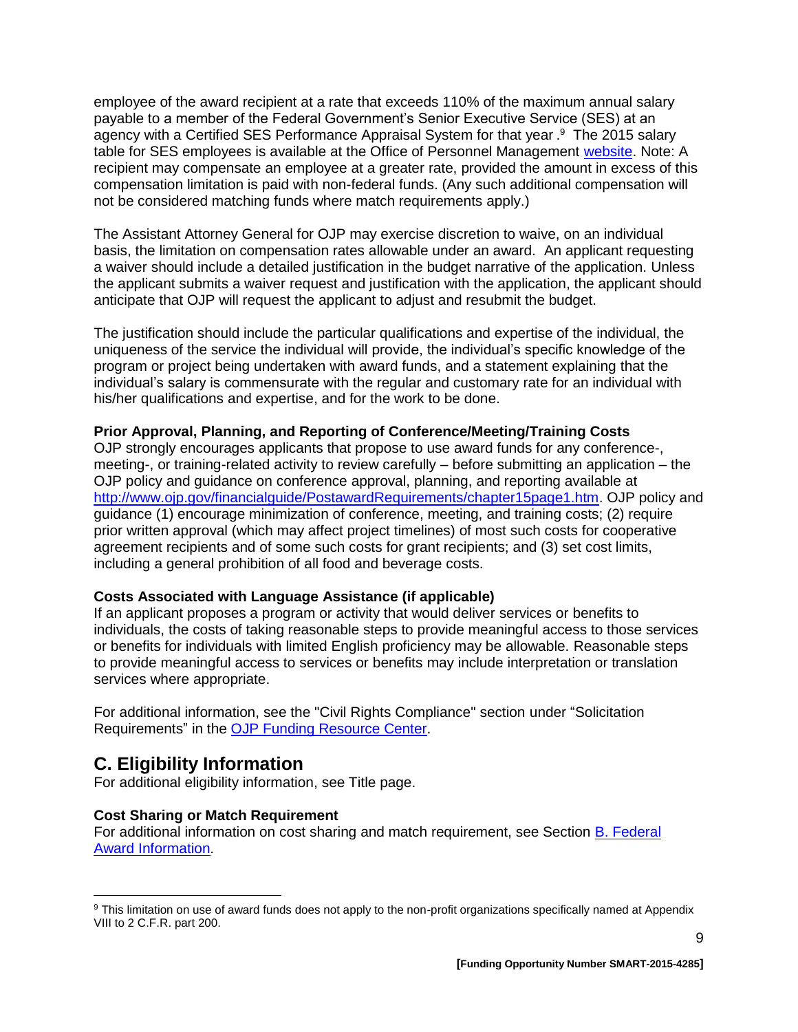employee of the award recipient at a rate that exceeds 110% of the maximum annual salary payable to a member of the Federal Government's Senior Executive Service (SES) at an agency with a Certified SES Performance Appraisal System for that year.[9] The 2015 salary table for SES employees is available at the Office of Personnel Management [website](). Note: A recipient may compensate an employee at a greater rate, provided the amount in excess of this compensation limitation is paid with non-federal funds. (Any such additional compensation will not be considered matching funds where match requirements apply.)

The Assistant Attorney General for OJP may exercise discretion to waive, on an individual basis, the limitation on compensation rates allowable under an award. An applicant requesting a waiver should include a detailed justification in the budget narrative of the application. Unless the applicant submits a waiver request and justification with the application, the applicant should anticipate that OJP will request the applicant to adjust and resubmit the budget.

The justification should include the particular qualifications and expertise of the individual, the uniqueness of the service the individual will provide, the individual's specific knowledge of the program or project being undertaken with award funds, and a statement explaining that the individual's salary is commensurate with the regular and customary rate for an individual with his/her qualifications and expertise, and for the work to be done.

**Prior Approval, Planning, and Reporting of Conference/Meeting/Training Costs**
OJP strongly encourages applicants that propose to use award funds for any conference-, meeting-, or training-related activity to review carefully – before submitting an application – the OJP policy and guidance on conference approval, planning, and reporting available at http://www.ojp.gov/financialguide/PostawardRequirements/chapter15page1.htm. OJP policy and guidance (1) encourage minimization of conference, meeting, and training costs; (2) require prior written approval (which may affect project timelines) of most such costs for cooperative agreement recipients and of some such costs for grant recipients; and (3) set cost limits, including a general prohibition of all food and beverage costs.

**Costs Associated with Language Assistance (if applicable)**
If an applicant proposes a program or activity that would deliver services or benefits to individuals, the costs of taking reasonable steps to provide meaningful access to those services or benefits for individuals with limited English proficiency may be allowable. Reasonable steps to provide meaningful access to services or benefits may include interpretation or translation services where appropriate.

For additional information, see the "Civil Rights Compliance" section under "Solicitation Requirements" in the OJP Funding Resource Center.

## C. Eligibility Information

For additional eligibility information, see Title page.

**Cost Sharing or Match Requirement**
For additional information on cost sharing and match requirement, see Section B. Federal Award Information.

---

[9] This limitation on use of award funds does not apply to the non-profit organizations specifically named at Appendix VIII to 2 C.F.R. part 200.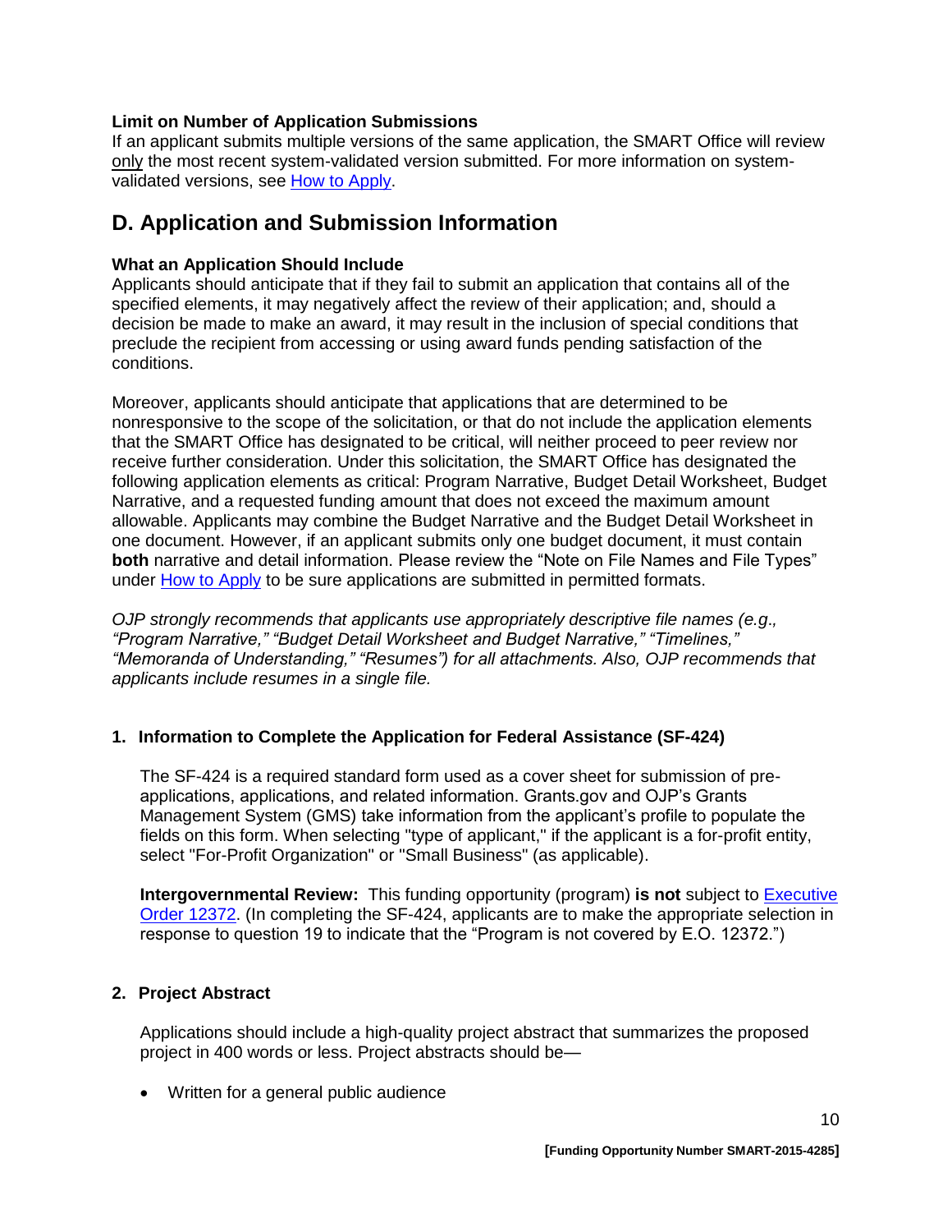**Limit on Number of Application Submissions**
If an applicant submits multiple versions of the same application, the SMART Office will review only the most recent system-validated version submitted. For more information on system-validated versions, see How to Apply.

## D. Application and Submission Information

**What an Application Should Include**
Applicants should anticipate that if they fail to submit an application that contains all of the specified elements, it may negatively affect the review of their application; and, should a decision be made to make an award, it may result in the inclusion of special conditions that preclude the recipient from accessing or using award funds pending satisfaction of the conditions.

Moreover, applicants should anticipate that applications that are determined to be nonresponsive to the scope of the solicitation, or that do not include the application elements that the SMART Office has designated to be critical, will neither proceed to peer review nor receive further consideration. Under this solicitation, the SMART Office has designated the following application elements as critical: Program Narrative, Budget Detail Worksheet, Budget Narrative, and a requested funding amount that does not exceed the maximum amount allowable. Applicants may combine the Budget Narrative and the Budget Detail Worksheet in one document. However, if an applicant submits only one budget document, it must contain **both** narrative and detail information. Please review the "Note on File Names and File Types" under How to Apply to be sure applications are submitted in permitted formats.

*OJP strongly recommends that applicants use appropriately descriptive file names (e.g., "Program Narrative," "Budget Detail Worksheet and Budget Narrative," "Timelines," "Memoranda of Understanding," "Resumes") for all attachments. Also, OJP recommends that applicants include resumes in a single file.*

**1. Information to Complete the Application for Federal Assistance (SF-424)**

The SF-424 is a required standard form used as a cover sheet for submission of pre-applications, applications, and related information. Grants.gov and OJP's Grants Management System (GMS) take information from the applicant's profile to populate the fields on this form. When selecting "type of applicant," if the applicant is a for-profit entity, select "For-Profit Organization" or "Small Business" (as applicable).

**Intergovernmental Review:** This funding opportunity (program) **is not** subject to Executive Order 12372. (In completing the SF-424, applicants are to make the appropriate selection in response to question 19 to indicate that the "Program is not covered by E.O. 12372.")

**2. Project Abstract**

Applications should include a high-quality project abstract that summarizes the proposed project in 400 words or less. Project abstracts should be—

- Written for a general public audience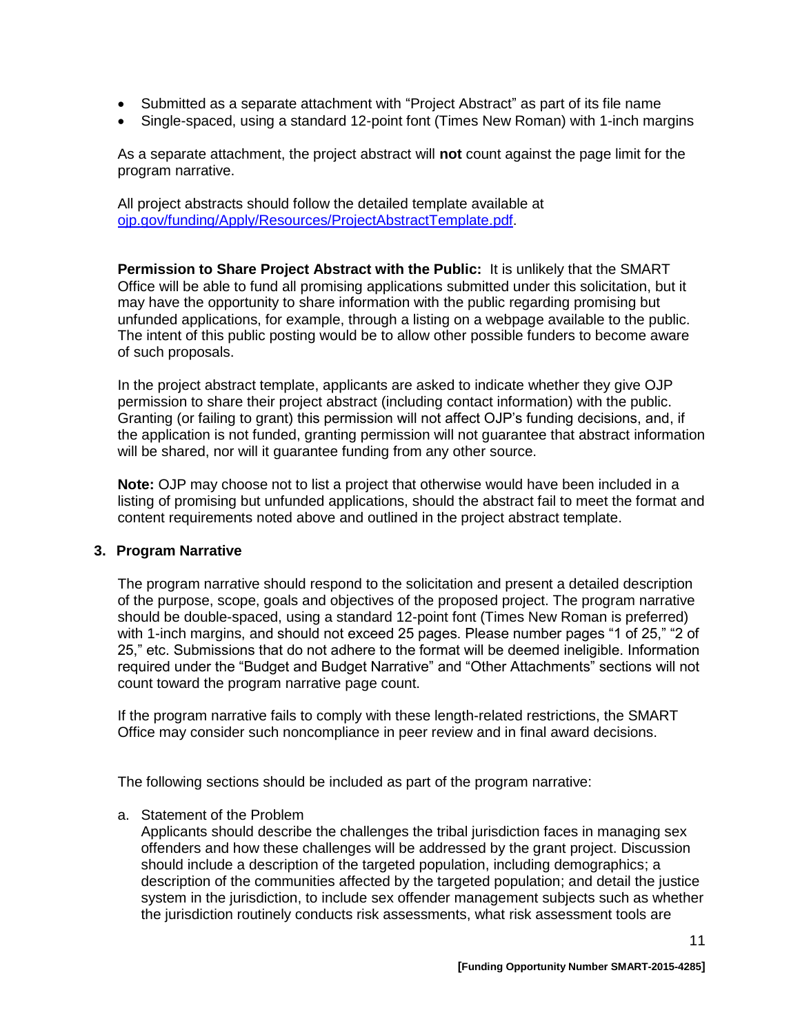- Submitted as a separate attachment with "Project Abstract" as part of its file name
- Single-spaced, using a standard 12-point font (Times New Roman) with 1-inch margins

As a separate attachment, the project abstract will **not** count against the page limit for the program narrative.

All project abstracts should follow the detailed template available at [ojp.gov/funding/Apply/Resources/ProjectAbstractTemplate.pdf](ojp.gov/funding/Apply/Resources/ProjectAbstractTemplate.pdf).

**Permission to Share Project Abstract with the Public:** It is unlikely that the SMART Office will be able to fund all promising applications submitted under this solicitation, but it may have the opportunity to share information with the public regarding promising but unfunded applications, for example, through a listing on a webpage available to the public. The intent of this public posting would be to allow other possible funders to become aware of such proposals.

In the project abstract template, applicants are asked to indicate whether they give OJP permission to share their project abstract (including contact information) with the public. Granting (or failing to grant) this permission will not affect OJP's funding decisions, and, if the application is not funded, granting permission will not guarantee that abstract information will be shared, nor will it guarantee funding from any other source.

**Note:** OJP may choose not to list a project that otherwise would have been included in a listing of promising but unfunded applications, should the abstract fail to meet the format and content requirements noted above and outlined in the project abstract template.

### 3. Program Narrative

The program narrative should respond to the solicitation and present a detailed description of the purpose, scope, goals and objectives of the proposed project. The program narrative should be double-spaced, using a standard 12-point font (Times New Roman is preferred) with 1-inch margins, and should not exceed 25 pages. Please number pages "1 of 25," "2 of 25," etc. Submissions that do not adhere to the format will be deemed ineligible. Information required under the "Budget and Budget Narrative" and "Other Attachments" sections will not count toward the program narrative page count.

If the program narrative fails to comply with these length-related restrictions, the SMART Office may consider such noncompliance in peer review and in final award decisions.

The following sections should be included as part of the program narrative:

a. Statement of the Problem
   Applicants should describe the challenges the tribal jurisdiction faces in managing sex offenders and how these challenges will be addressed by the grant project. Discussion should include a description of the targeted population, including demographics; a description of the communities affected by the targeted population; and detail the justice system in the jurisdiction, to include sex offender management subjects such as whether the jurisdiction routinely conducts risk assessments, what risk assessment tools are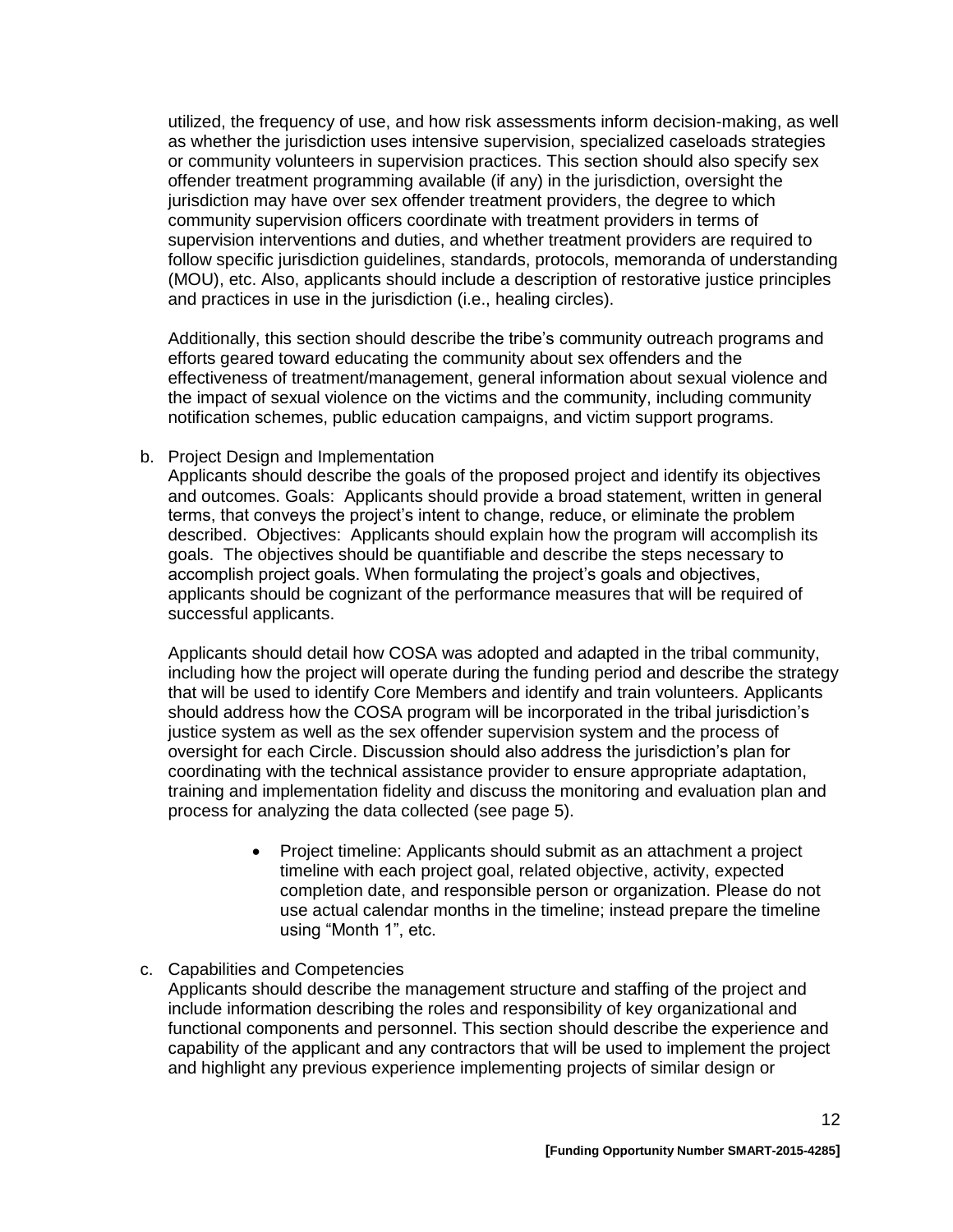utilized, the frequency of use, and how risk assessments inform decision-making, as well as whether the jurisdiction uses intensive supervision, specialized caseloads strategies or community volunteers in supervision practices. This section should also specify sex offender treatment programming available (if any) in the jurisdiction, oversight the jurisdiction may have over sex offender treatment providers, the degree to which community supervision officers coordinate with treatment providers in terms of supervision interventions and duties, and whether treatment providers are required to follow specific jurisdiction guidelines, standards, protocols, memoranda of understanding (MOU), etc. Also, applicants should include a description of restorative justice principles and practices in use in the jurisdiction (i.e., healing circles).

Additionally, this section should describe the tribe's community outreach programs and efforts geared toward educating the community about sex offenders and the effectiveness of treatment/management, general information about sexual violence and the impact of sexual violence on the victims and the community, including community notification schemes, public education campaigns, and victim support programs.

b. Project Design and Implementation

Applicants should describe the goals of the proposed project and identify its objectives and outcomes. Goals: Applicants should provide a broad statement, written in general terms, that conveys the project's intent to change, reduce, or eliminate the problem described. Objectives: Applicants should explain how the program will accomplish its goals. The objectives should be quantifiable and describe the steps necessary to accomplish project goals. When formulating the project's goals and objectives, applicants should be cognizant of the performance measures that will be required of successful applicants.

Applicants should detail how COSA was adopted and adapted in the tribal community, including how the project will operate during the funding period and describe the strategy that will be used to identify Core Members and identify and train volunteers. Applicants should address how the COSA program will be incorporated in the tribal jurisdiction's justice system as well as the sex offender supervision system and the process of oversight for each Circle. Discussion should also address the jurisdiction's plan for coordinating with the technical assistance provider to ensure appropriate adaptation, training and implementation fidelity and discuss the monitoring and evaluation plan and process for analyzing the data collected (see page 5).

- Project timeline: Applicants should submit as an attachment a project timeline with each project goal, related objective, activity, expected completion date, and responsible person or organization. Please do not use actual calendar months in the timeline; instead prepare the timeline using "Month 1", etc.

c. Capabilities and Competencies

Applicants should describe the management structure and staffing of the project and include information describing the roles and responsibility of key organizational and functional components and personnel. This section should describe the experience and capability of the applicant and any contractors that will be used to implement the project and highlight any previous experience implementing projects of similar design or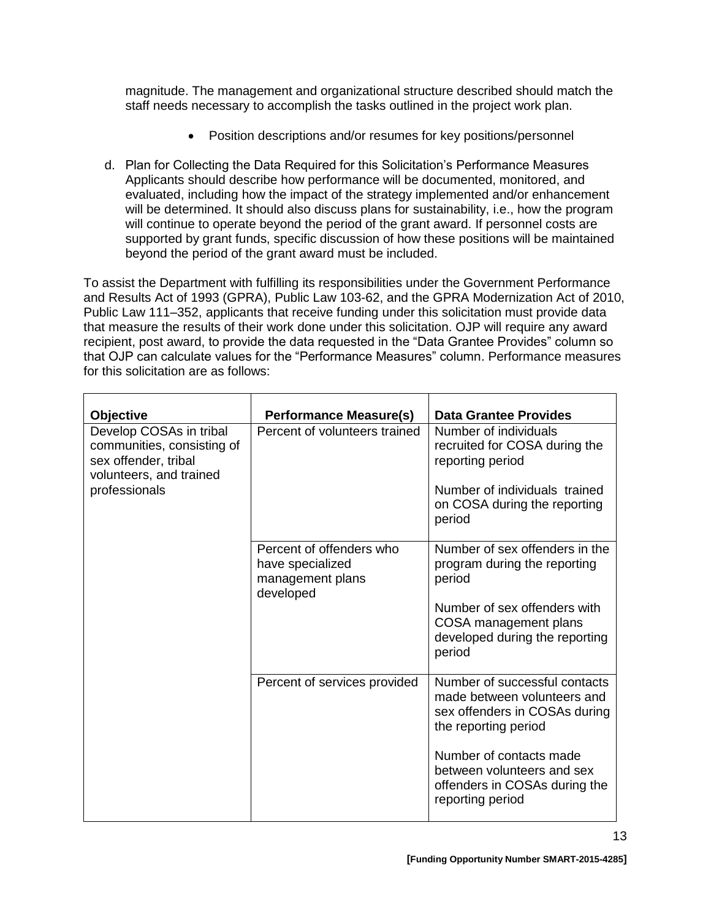magnitude. The management and organizational structure described should match the staff needs necessary to accomplish the tasks outlined in the project work plan.

- Position descriptions and/or resumes for key positions/personnel

d. Plan for Collecting the Data Required for this Solicitation's Performance Measures
Applicants should describe how performance will be documented, monitored, and evaluated, including how the impact of the strategy implemented and/or enhancement will be determined. It should also discuss plans for sustainability, i.e., how the program will continue to operate beyond the period of the grant award. If personnel costs are supported by grant funds, specific discussion of how these positions will be maintained beyond the period of the grant award must be included.

To assist the Department with fulfilling its responsibilities under the Government Performance and Results Act of 1993 (GPRA), Public Law 103-62, and the GPRA Modernization Act of 2010, Public Law 111–352, applicants that receive funding under this solicitation must provide data that measure the results of their work done under this solicitation. OJP will require any award recipient, post award, to provide the data requested in the "Data Grantee Provides" column so that OJP can calculate values for the "Performance Measures" column. Performance measures for this solicitation are as follows:

| Objective | Performance Measure(s) | Data Grantee Provides |
|---|---|---|
| Develop COSAs in tribal communities, consisting of sex offender, tribal volunteers, and trained professionals | Percent of volunteers trained | Number of individuals recruited for COSA during the reporting period<br><br>Number of individuals trained on COSA during the reporting period |
| | Percent of offenders who have specialized management plans developed | Number of sex offenders in the program during the reporting period<br><br>Number of sex offenders with COSA management plans developed during the reporting period |
| | Percent of services provided | Number of successful contacts made between volunteers and sex offenders in COSAs during the reporting period<br><br>Number of contacts made between volunteers and sex offenders in COSAs during the reporting period |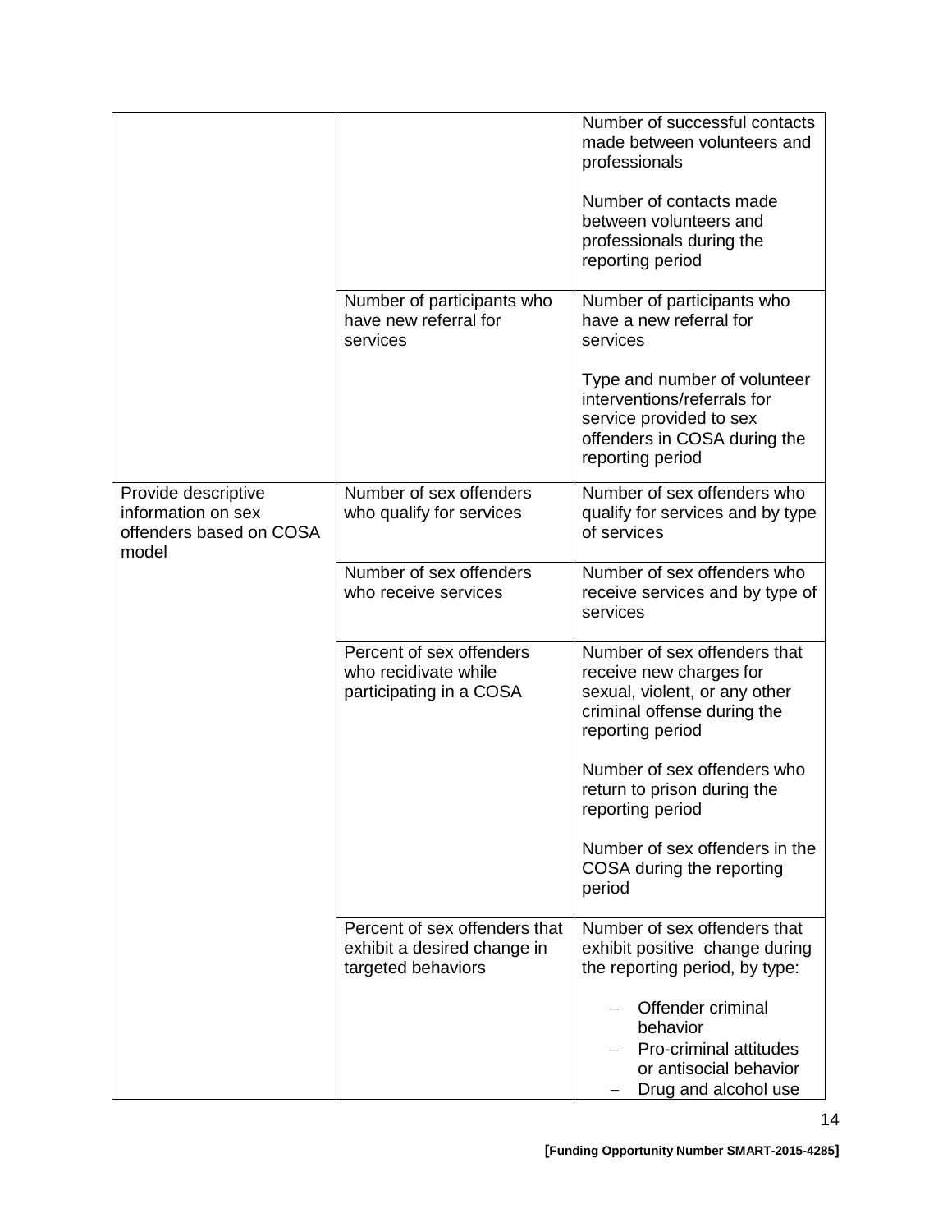| | | |
|---|---|---|
| | | Number of successful contacts made between volunteers and professionals<br><br>Number of contacts made between volunteers and professionals during the reporting period |
| | Number of participants who have new referral for services | Number of participants who have a new referral for services<br><br>Type and number of volunteer interventions/referrals for service provided to sex offenders in COSA during the reporting period |
| Provide descriptive information on sex offenders based on COSA model | Number of sex offenders who qualify for services | Number of sex offenders who qualify for services and by type of services |
| | Number of sex offenders who receive services | Number of sex offenders who receive services and by type of services |
| | Percent of sex offenders who recidivate while participating in a COSA | Number of sex offenders that receive new charges for sexual, violent, or any other criminal offense during the reporting period<br><br>Number of sex offenders who return to prison during the reporting period<br><br>Number of sex offenders in the COSA during the reporting period |
| | Percent of sex offenders that exhibit a desired change in targeted behaviors | Number of sex offenders that exhibit positive change during the reporting period, by type:<br><br>– Offender criminal behavior<br>– Pro-criminal attitudes or antisocial behavior<br>– Drug and alcohol use |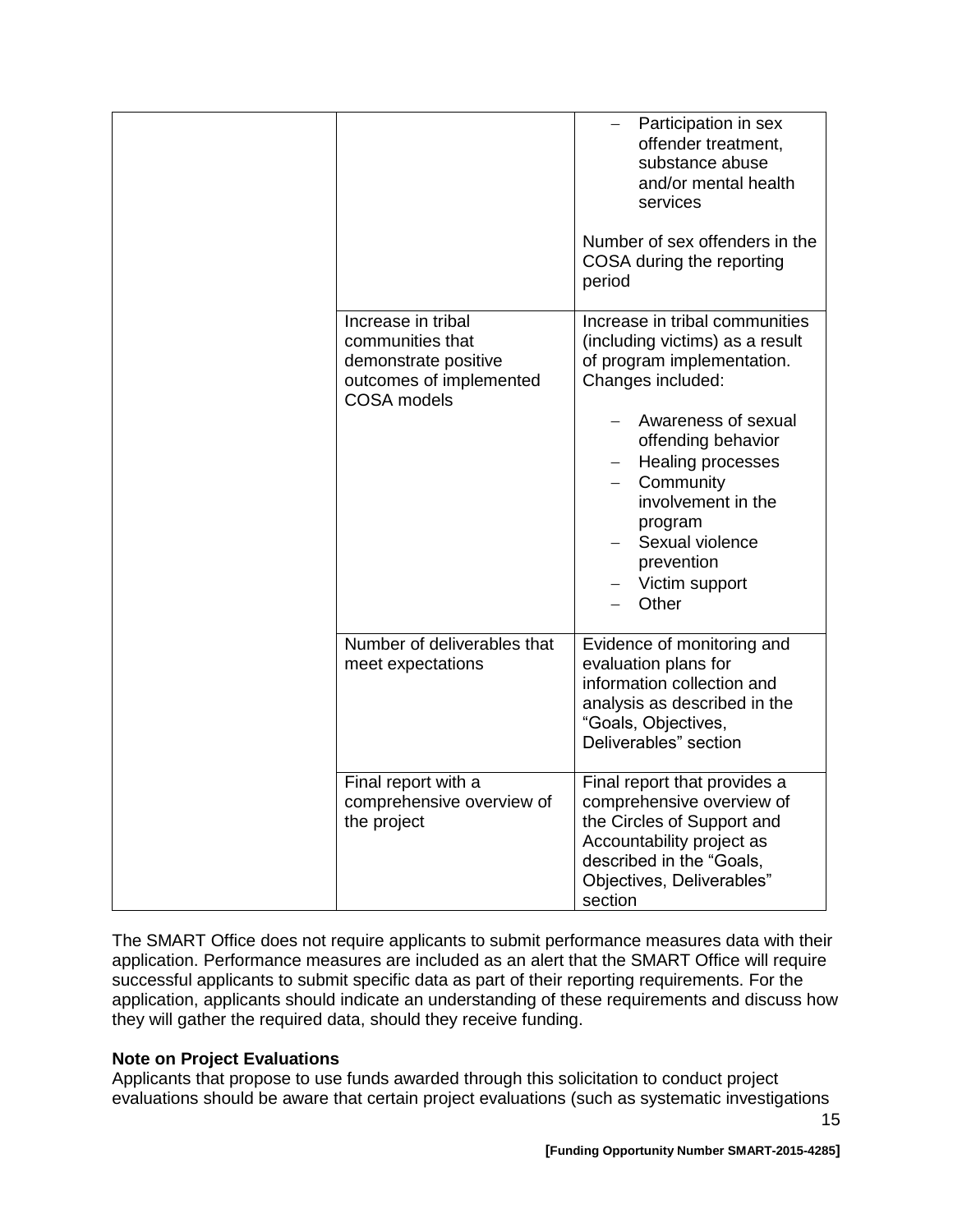| | | |
|---|---|---|
| | | – Participation in sex offender treatment, substance abuse and/or mental health services<br><br>Number of sex offenders in the COSA during the reporting period |
| | Increase in tribal communities that demonstrate positive outcomes of implemented COSA models | Increase in tribal communities (including victims) as a result of program implementation. Changes included:<br><br>– Awareness of sexual offending behavior<br>– Healing processes<br>– Community involvement in the program<br>– Sexual violence prevention<br>– Victim support<br>– Other |
| | Number of deliverables that meet expectations | Evidence of monitoring and evaluation plans for information collection and analysis as described in the “Goals, Objectives, Deliverables” section |
| | Final report with a comprehensive overview of the project | Final report that provides a comprehensive overview of the Circles of Support and Accountability project as described in the “Goals, Objectives, Deliverables” section |

The SMART Office does not require applicants to submit performance measures data with their application. Performance measures are included as an alert that the SMART Office will require successful applicants to submit specific data as part of their reporting requirements. For the application, applicants should indicate an understanding of these requirements and discuss how they will gather the required data, should they receive funding.

**Note on Project Evaluations**
Applicants that propose to use funds awarded through this solicitation to conduct project evaluations should be aware that certain project evaluations (such as systematic investigations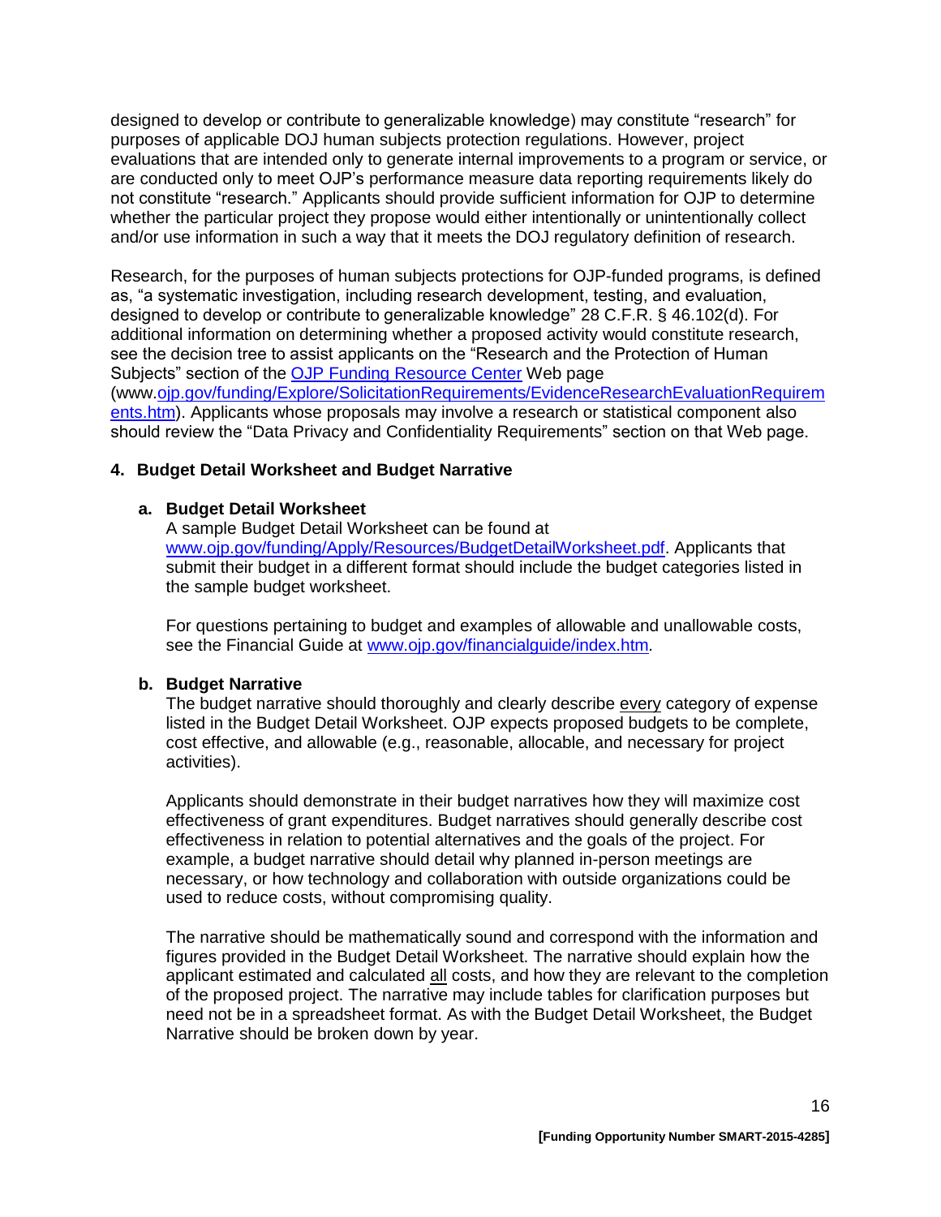designed to develop or contribute to generalizable knowledge) may constitute "research" for purposes of applicable DOJ human subjects protection regulations. However, project evaluations that are intended only to generate internal improvements to a program or service, or are conducted only to meet OJP's performance measure data reporting requirements likely do not constitute "research." Applicants should provide sufficient information for OJP to determine whether the particular project they propose would either intentionally or unintentionally collect and/or use information in such a way that it meets the DOJ regulatory definition of research.

Research, for the purposes of human subjects protections for OJP-funded programs, is defined as, "a systematic investigation, including research development, testing, and evaluation, designed to develop or contribute to generalizable knowledge" 28 C.F.R. § 46.102(d). For additional information on determining whether a proposed activity would constitute research, see the decision tree to assist applicants on the "Research and the Protection of Human Subjects" section of the OJP Funding Resource Center Web page (www.ojp.gov/funding/Explore/SolicitationRequirements/EvidenceResearchEvaluationRequirements.htm). Applicants whose proposals may involve a research or statistical component also should review the "Data Privacy and Confidentiality Requirements" section on that Web page.

**4. Budget Detail Worksheet and Budget Narrative**

**a. Budget Detail Worksheet**

A sample Budget Detail Worksheet can be found at www.ojp.gov/funding/Apply/Resources/BudgetDetailWorksheet.pdf. Applicants that submit their budget in a different format should include the budget categories listed in the sample budget worksheet.

For questions pertaining to budget and examples of allowable and unallowable costs, see the Financial Guide at www.ojp.gov/financialguide/index.htm*.*

**b. Budget Narrative**

The budget narrative should thoroughly and clearly describe every category of expense listed in the Budget Detail Worksheet. OJP expects proposed budgets to be complete, cost effective, and allowable (e.g., reasonable, allocable, and necessary for project activities).

Applicants should demonstrate in their budget narratives how they will maximize cost effectiveness of grant expenditures. Budget narratives should generally describe cost effectiveness in relation to potential alternatives and the goals of the project. For example, a budget narrative should detail why planned in-person meetings are necessary, or how technology and collaboration with outside organizations could be used to reduce costs, without compromising quality.

The narrative should be mathematically sound and correspond with the information and figures provided in the Budget Detail Worksheet. The narrative should explain how the applicant estimated and calculated all costs, and how they are relevant to the completion of the proposed project. The narrative may include tables for clarification purposes but need not be in a spreadsheet format. As with the Budget Detail Worksheet, the Budget Narrative should be broken down by year.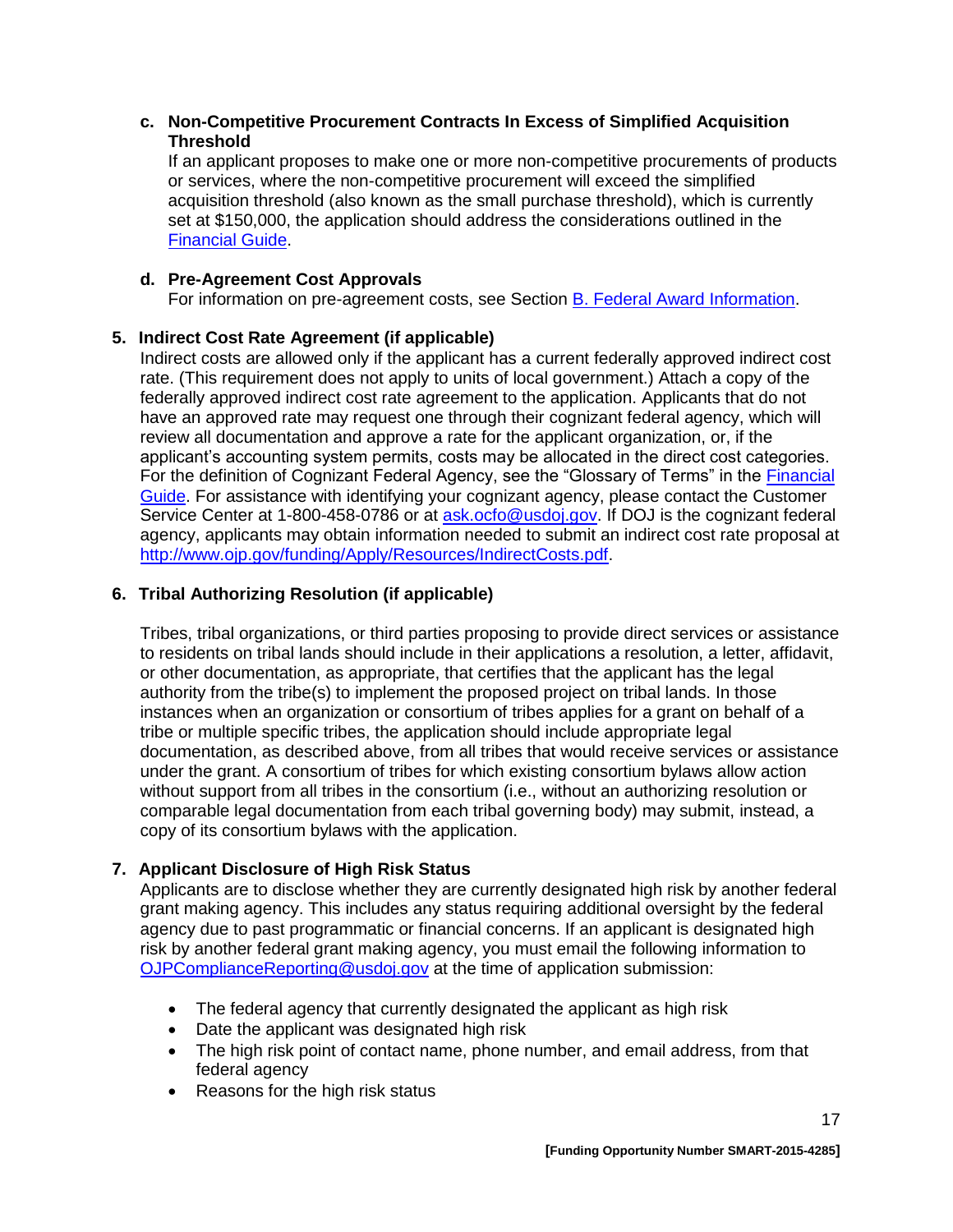**c. Non-Competitive Procurement Contracts In Excess of Simplified Acquisition Threshold**

If an applicant proposes to make one or more non-competitive procurements of products or services, where the non-competitive procurement will exceed the simplified acquisition threshold (also known as the small purchase threshold), which is currently set at $150,000, the application should address the considerations outlined in the Financial Guide.

**d. Pre-Agreement Cost Approvals**

For information on pre-agreement costs, see Section B. Federal Award Information.

**5. Indirect Cost Rate Agreement (if applicable)**

Indirect costs are allowed only if the applicant has a current federally approved indirect cost rate. (This requirement does not apply to units of local government.) Attach a copy of the federally approved indirect cost rate agreement to the application. Applicants that do not have an approved rate may request one through their cognizant federal agency, which will review all documentation and approve a rate for the applicant organization, or, if the applicant's accounting system permits, costs may be allocated in the direct cost categories. For the definition of Cognizant Federal Agency, see the "Glossary of Terms" in the Financial Guide. For assistance with identifying your cognizant agency, please contact the Customer Service Center at 1-800-458-0786 or at ask.ocfo@usdoj.gov. If DOJ is the cognizant federal agency, applicants may obtain information needed to submit an indirect cost rate proposal at http://www.ojp.gov/funding/Apply/Resources/IndirectCosts.pdf.

**6. Tribal Authorizing Resolution (if applicable)**

Tribes, tribal organizations, or third parties proposing to provide direct services or assistance to residents on tribal lands should include in their applications a resolution, a letter, affidavit, or other documentation, as appropriate, that certifies that the applicant has the legal authority from the tribe(s) to implement the proposed project on tribal lands. In those instances when an organization or consortium of tribes applies for a grant on behalf of a tribe or multiple specific tribes, the application should include appropriate legal documentation, as described above, from all tribes that would receive services or assistance under the grant. A consortium of tribes for which existing consortium bylaws allow action without support from all tribes in the consortium (i.e., without an authorizing resolution or comparable legal documentation from each tribal governing body) may submit, instead, a copy of its consortium bylaws with the application.

**7. Applicant Disclosure of High Risk Status**

Applicants are to disclose whether they are currently designated high risk by another federal grant making agency. This includes any status requiring additional oversight by the federal agency due to past programmatic or financial concerns. If an applicant is designated high risk by another federal grant making agency, you must email the following information to OJPComplianceReporting@usdoj.gov at the time of application submission:

- The federal agency that currently designated the applicant as high risk
- Date the applicant was designated high risk
- The high risk point of contact name, phone number, and email address, from that federal agency
- Reasons for the high risk status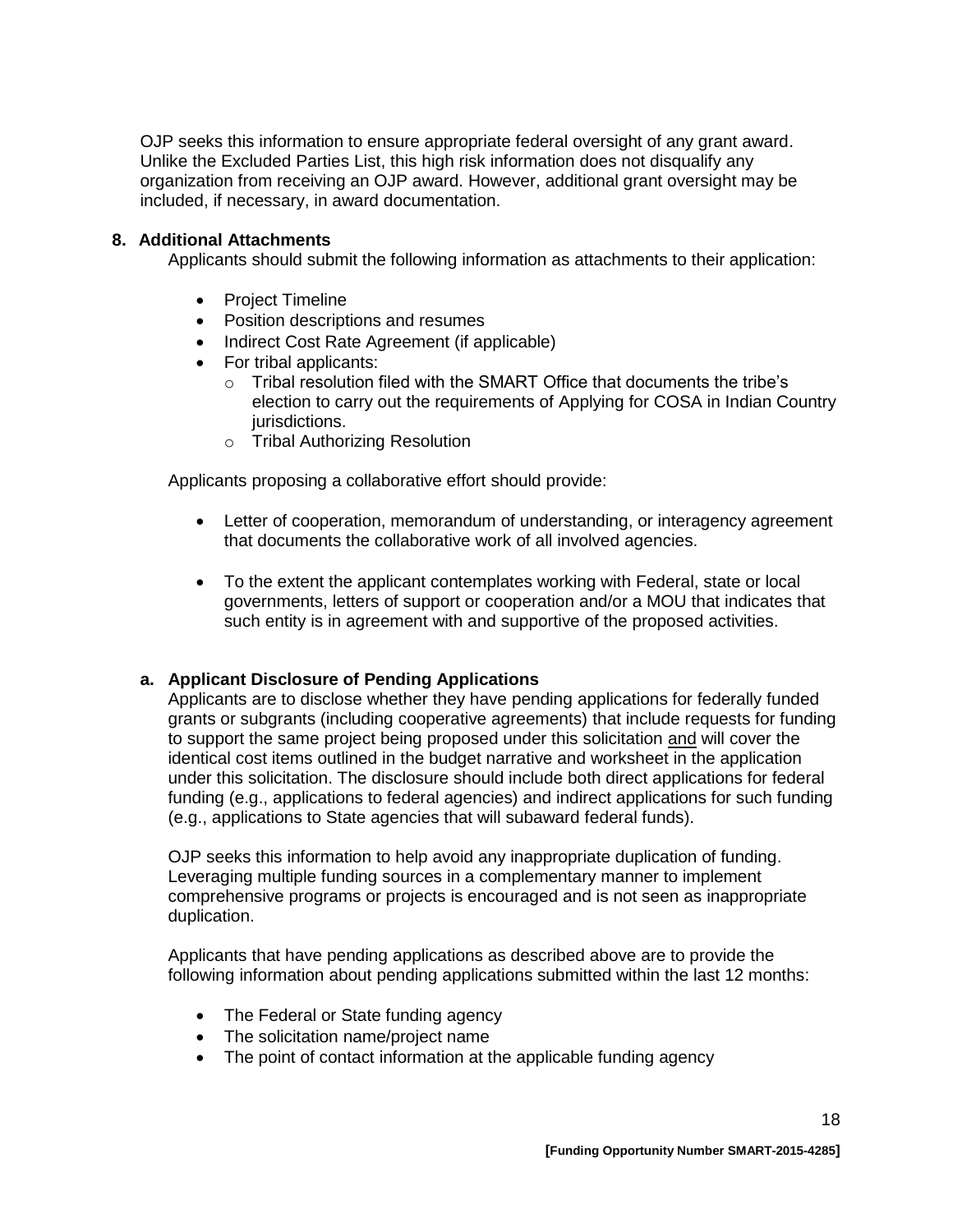OJP seeks this information to ensure appropriate federal oversight of any grant award. Unlike the Excluded Parties List, this high risk information does not disqualify any organization from receiving an OJP award. However, additional grant oversight may be included, if necessary, in award documentation.

**8. Additional Attachments**

Applicants should submit the following information as attachments to their application:

- Project Timeline
- Position descriptions and resumes
- Indirect Cost Rate Agreement (if applicable)
- For tribal applicants:
  - Tribal resolution filed with the SMART Office that documents the tribe's election to carry out the requirements of Applying for COSA in Indian Country jurisdictions.
  - Tribal Authorizing Resolution

Applicants proposing a collaborative effort should provide:

- Letter of cooperation, memorandum of understanding, or interagency agreement that documents the collaborative work of all involved agencies.
- To the extent the applicant contemplates working with Federal, state or local governments, letters of support or cooperation and/or a MOU that indicates that such entity is in agreement with and supportive of the proposed activities.

**a. Applicant Disclosure of Pending Applications**

Applicants are to disclose whether they have pending applications for federally funded grants or subgrants (including cooperative agreements) that include requests for funding to support the same project being proposed under this solicitation and will cover the identical cost items outlined in the budget narrative and worksheet in the application under this solicitation. The disclosure should include both direct applications for federal funding (e.g., applications to federal agencies) and indirect applications for such funding (e.g., applications to State agencies that will subaward federal funds).

OJP seeks this information to help avoid any inappropriate duplication of funding. Leveraging multiple funding sources in a complementary manner to implement comprehensive programs or projects is encouraged and is not seen as inappropriate duplication.

Applicants that have pending applications as described above are to provide the following information about pending applications submitted within the last 12 months:

- The Federal or State funding agency
- The solicitation name/project name
- The point of contact information at the applicable funding agency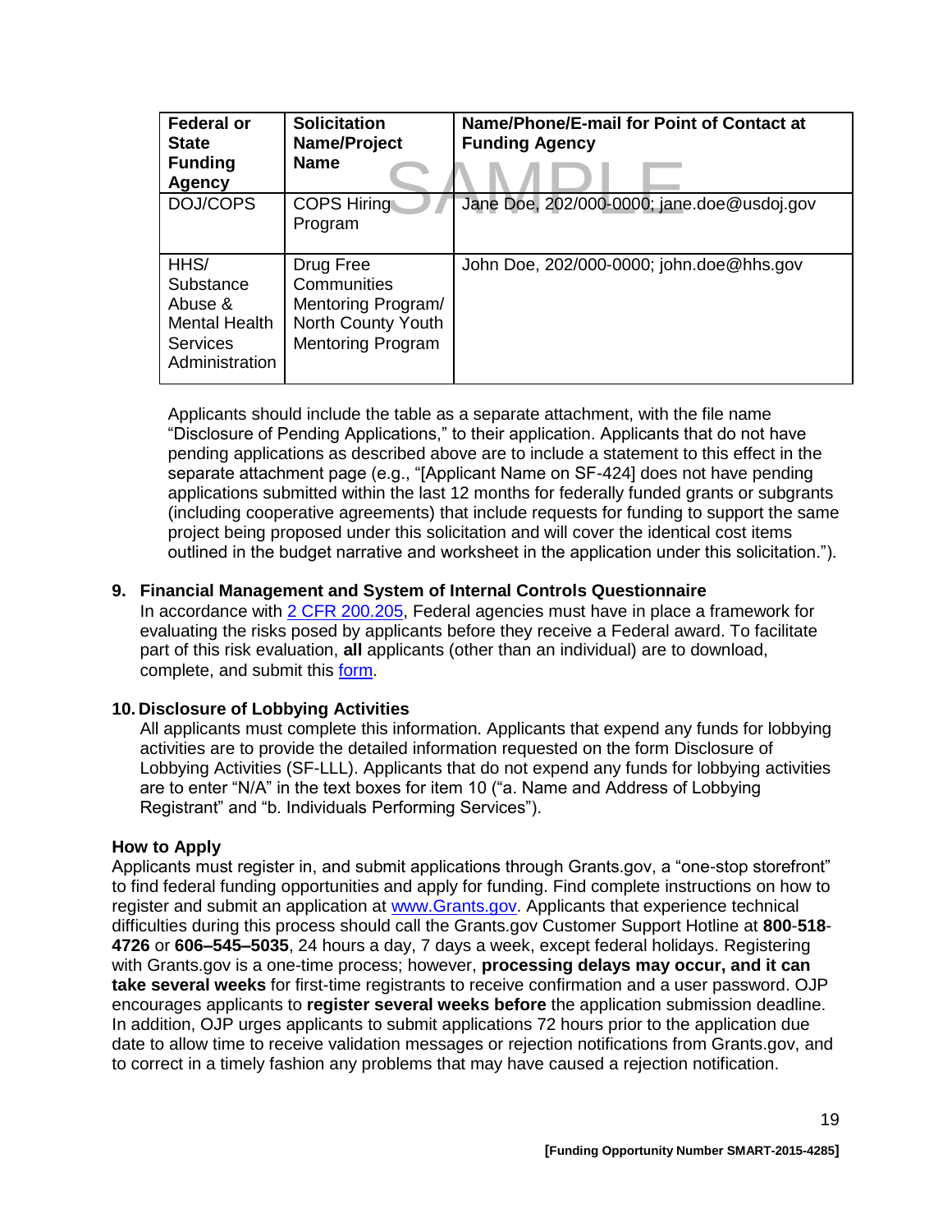| Federal or State Funding Agency | Solicitation Name/Project Name | Name/Phone/E-mail for Point of Contact at Funding Agency |
|---|---|---|
| DOJ/COPS | COPS Hiring Program | Jane Doe, 202/000-0000; jane.doe@usdoj.gov |
| HHS/ Substance Abuse & Mental Health Services Administration | Drug Free Communities Mentoring Program/ North County Youth Mentoring Program | John Doe, 202/000-0000; john.doe@hhs.gov |

Applicants should include the table as a separate attachment, with the file name "Disclosure of Pending Applications," to their application. Applicants that do not have pending applications as described above are to include a statement to this effect in the separate attachment page (e.g., "[Applicant Name on SF-424] does not have pending applications submitted within the last 12 months for federally funded grants or subgrants (including cooperative agreements) that include requests for funding to support the same project being proposed under this solicitation and will cover the identical cost items outlined in the budget narrative and worksheet in the application under this solicitation.").

**9. Financial Management and System of Internal Controls Questionnaire**

In accordance with 2 CFR 200.205, Federal agencies must have in place a framework for evaluating the risks posed by applicants before they receive a Federal award. To facilitate part of this risk evaluation, **all** applicants (other than an individual) are to download, complete, and submit this form.

**10. Disclosure of Lobbying Activities**

All applicants must complete this information. Applicants that expend any funds for lobbying activities are to provide the detailed information requested on the form Disclosure of Lobbying Activities (SF-LLL). Applicants that do not expend any funds for lobbying activities are to enter "N/A" in the text boxes for item 10 ("a. Name and Address of Lobbying Registrant" and "b. Individuals Performing Services").

**How to Apply**

Applicants must register in, and submit applications through Grants.gov, a "one-stop storefront" to find federal funding opportunities and apply for funding. Find complete instructions on how to register and submit an application at www.Grants.gov. Applicants that experience technical difficulties during this process should call the Grants.gov Customer Support Hotline at **800**-**518**-**4726** or **606–545–5035**, 24 hours a day, 7 days a week, except federal holidays. Registering with Grants.gov is a one-time process; however, **processing delays may occur, and it can take several weeks** for first-time registrants to receive confirmation and a user password. OJP encourages applicants to **register several weeks before** the application submission deadline. In addition, OJP urges applicants to submit applications 72 hours prior to the application due date to allow time to receive validation messages or rejection notifications from Grants.gov, and to correct in a timely fashion any problems that may have caused a rejection notification.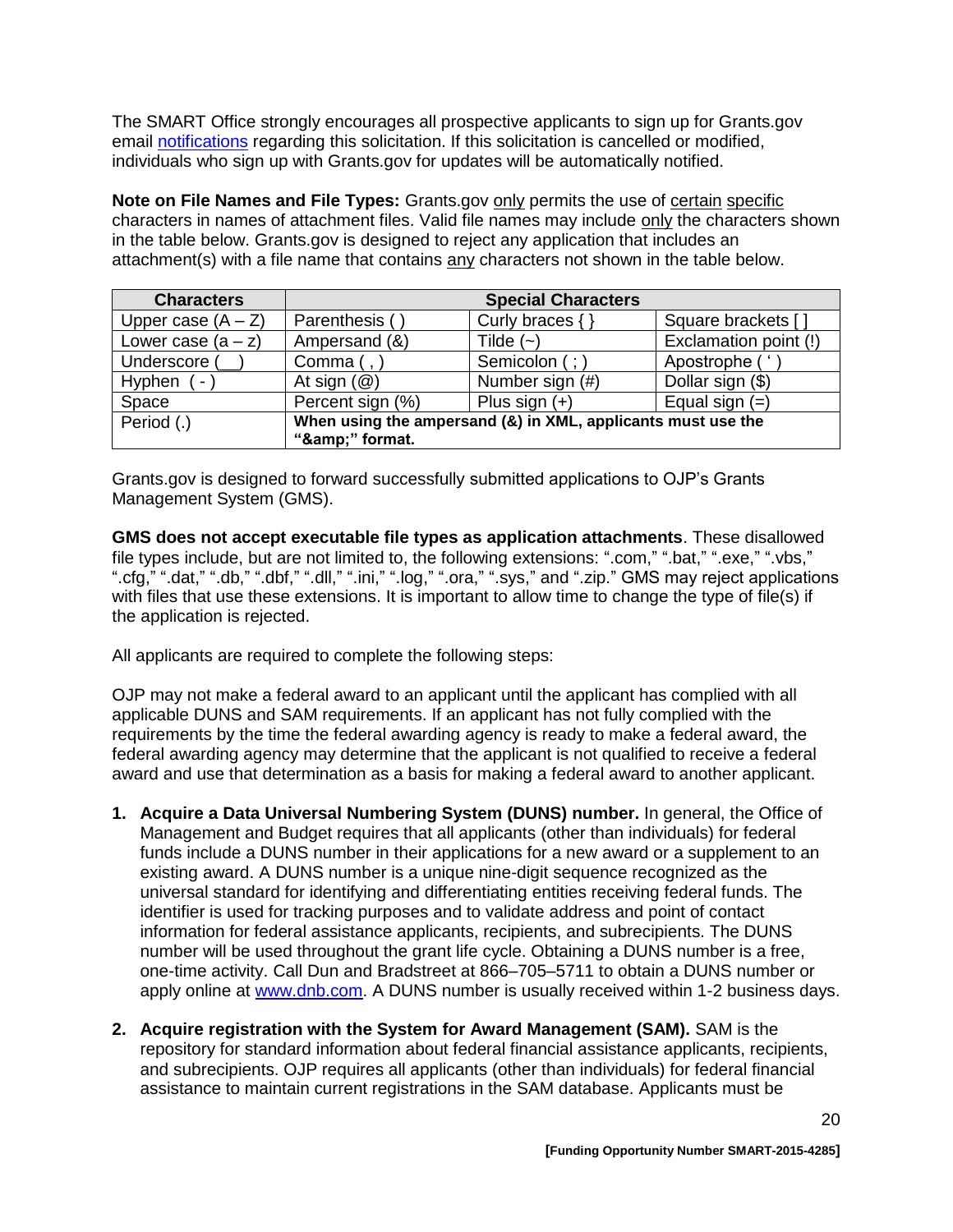The SMART Office strongly encourages all prospective applicants to sign up for Grants.gov email notifications regarding this solicitation. If this solicitation is cancelled or modified, individuals who sign up with Grants.gov for updates will be automatically notified.

**Note on File Names and File Types:** Grants.gov only permits the use of certain specific characters in names of attachment files. Valid file names may include only the characters shown in the table below. Grants.gov is designed to reject any application that includes an attachment(s) with a file name that contains any characters not shown in the table below.

| Characters | Special Characters | | |
|---|---|---|---|
| Upper case (A – Z) | Parenthesis ( ) | Curly braces { } | Square brackets [ ] |
| Lower case (a – z) | Ampersand (&) | Tilde (~) | Exclamation point (!) |
| Underscore (__) | Comma ( , ) | Semicolon ( ; ) | Apostrophe ( ' ) |
| Hyphen ( - ) | At sign (@) | Number sign (#) | Dollar sign ($) |
| Space | Percent sign (%) | Plus sign (+) | Equal sign (=) |
| Period (.) | **When using the ampersand (&) in XML, applicants must use the "&amp;amp;" format.** | | |

Grants.gov is designed to forward successfully submitted applications to OJP's Grants Management System (GMS).

**GMS does not accept executable file types as application attachments**. These disallowed file types include, but are not limited to, the following extensions: ".com," ".bat," ".exe," ".vbs," ".cfg," ".dat," ".db," ".dbf," ".dll," ".ini," ".log," ".ora," ".sys," and ".zip." GMS may reject applications with files that use these extensions. It is important to allow time to change the type of file(s) if the application is rejected.

All applicants are required to complete the following steps:

OJP may not make a federal award to an applicant until the applicant has complied with all applicable DUNS and SAM requirements. If an applicant has not fully complied with the requirements by the time the federal awarding agency is ready to make a federal award, the federal awarding agency may determine that the applicant is not qualified to receive a federal award and use that determination as a basis for making a federal award to another applicant.

1. **Acquire a Data Universal Numbering System (DUNS) number.** In general, the Office of Management and Budget requires that all applicants (other than individuals) for federal funds include a DUNS number in their applications for a new award or a supplement to an existing award. A DUNS number is a unique nine-digit sequence recognized as the universal standard for identifying and differentiating entities receiving federal funds. The identifier is used for tracking purposes and to validate address and point of contact information for federal assistance applicants, recipients, and subrecipients. The DUNS number will be used throughout the grant life cycle. Obtaining a DUNS number is a free, one-time activity. Call Dun and Bradstreet at 866–705–5711 to obtain a DUNS number or apply online at www.dnb.com. A DUNS number is usually received within 1-2 business days.

2. **Acquire registration with the System for Award Management (SAM).** SAM is the repository for standard information about federal financial assistance applicants, recipients, and subrecipients. OJP requires all applicants (other than individuals) for federal financial assistance to maintain current registrations in the SAM database. Applicants must be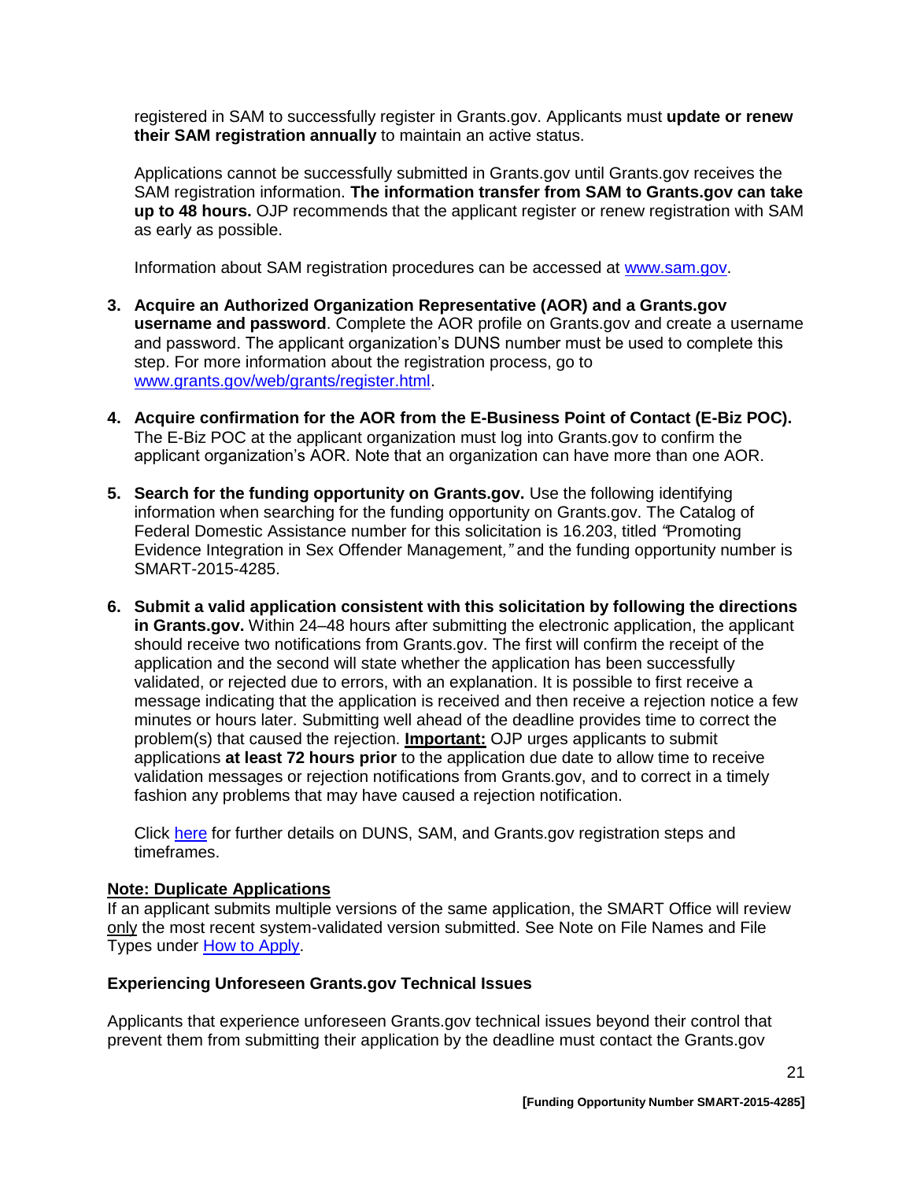registered in SAM to successfully register in Grants.gov. Applicants must **update or renew their SAM registration annually** to maintain an active status.

Applications cannot be successfully submitted in Grants.gov until Grants.gov receives the SAM registration information. **The information transfer from SAM to Grants.gov can take up to 48 hours.** OJP recommends that the applicant register or renew registration with SAM as early as possible.

Information about SAM registration procedures can be accessed at [www.sam.gov](www.sam.gov).

3. **Acquire an Authorized Organization Representative (AOR) and a Grants.gov username and password**. Complete the AOR profile on Grants.gov and create a username and password. The applicant organization's DUNS number must be used to complete this step. For more information about the registration process, go to [www.grants.gov/web/grants/register.html](www.grants.gov/web/grants/register.html).

4. **Acquire confirmation for the AOR from the E-Business Point of Contact (E-Biz POC).** The E-Biz POC at the applicant organization must log into Grants.gov to confirm the applicant organization's AOR. Note that an organization can have more than one AOR.

5. **Search for the funding opportunity on Grants.gov.** Use the following identifying information when searching for the funding opportunity on Grants.gov. The Catalog of Federal Domestic Assistance number for this solicitation is 16.203, titled *"*Promoting Evidence Integration in Sex Offender Management*,"* and the funding opportunity number is SMART-2015-4285.

6. **Submit a valid application consistent with this solicitation by following the directions in Grants.gov.** Within 24–48 hours after submitting the electronic application, the applicant should receive two notifications from Grants.gov. The first will confirm the receipt of the application and the second will state whether the application has been successfully validated, or rejected due to errors, with an explanation. It is possible to first receive a message indicating that the application is received and then receive a rejection notice a few minutes or hours later. Submitting well ahead of the deadline provides time to correct the problem(s) that caused the rejection. **Important:** OJP urges applicants to submit applications **at least 72 hours prior** to the application due date to allow time to receive validation messages or rejection notifications from Grants.gov, and to correct in a timely fashion any problems that may have caused a rejection notification.

   Click [here]() for further details on DUNS, SAM, and Grants.gov registration steps and timeframes.

**Note: Duplicate Applications**

If an applicant submits multiple versions of the same application, the SMART Office will review only the most recent system-validated version submitted. See Note on File Names and File Types under [How to Apply]().

**Experiencing Unforeseen Grants.gov Technical Issues**

Applicants that experience unforeseen Grants.gov technical issues beyond their control that prevent them from submitting their application by the deadline must contact the Grants.gov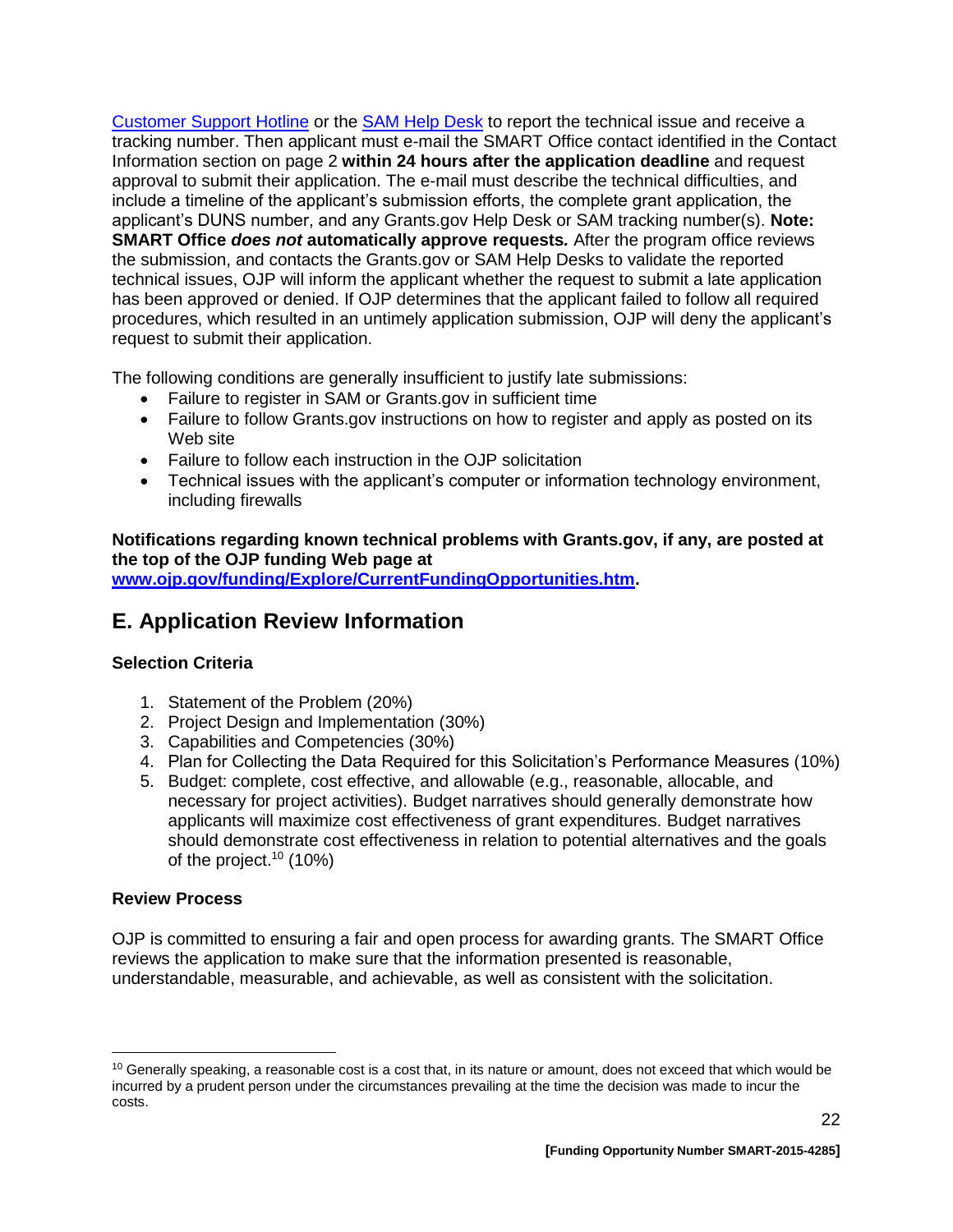[Customer Support Hotline](#) or the [SAM Help Desk](#) to report the technical issue and receive a tracking number. Then applicant must e-mail the SMART Office contact identified in the Contact Information section on page 2 **within 24 hours after the application deadline** and request approval to submit their application. The e-mail must describe the technical difficulties, and include a timeline of the applicant's submission efforts, the complete grant application, the applicant's DUNS number, and any Grants.gov Help Desk or SAM tracking number(s). **Note: SMART Office *does not* automatically approve requests.** After the program office reviews the submission, and contacts the Grants.gov or SAM Help Desks to validate the reported technical issues, OJP will inform the applicant whether the request to submit a late application has been approved or denied. If OJP determines that the applicant failed to follow all required procedures, which resulted in an untimely application submission, OJP will deny the applicant's request to submit their application.

The following conditions are generally insufficient to justify late submissions:

- Failure to register in SAM or Grants.gov in sufficient time
- Failure to follow Grants.gov instructions on how to register and apply as posted on its Web site
- Failure to follow each instruction in the OJP solicitation
- Technical issues with the applicant's computer or information technology environment, including firewalls

**Notifications regarding known technical problems with Grants.gov, if any, are posted at the top of the OJP funding Web page at [www.ojp.gov/funding/Explore/CurrentFundingOpportunities.htm](www.ojp.gov/funding/Explore/CurrentFundingOpportunities.htm).**

## E. Application Review Information

### Selection Criteria

1. Statement of the Problem (20%)
2. Project Design and Implementation (30%)
3. Capabilities and Competencies (30%)
4. Plan for Collecting the Data Required for this Solicitation's Performance Measures (10%)
5. Budget: complete, cost effective, and allowable (e.g., reasonable, allocable, and necessary for project activities). Budget narratives should generally demonstrate how applicants will maximize cost effectiveness of grant expenditures. Budget narratives should demonstrate cost effectiveness in relation to potential alternatives and the goals of the project.[10] (10%)

### Review Process

OJP is committed to ensuring a fair and open process for awarding grants. The SMART Office reviews the application to make sure that the information presented is reasonable, understandable, measurable, and achievable, as well as consistent with the solicitation.

---

[10] Generally speaking, a reasonable cost is a cost that, in its nature or amount, does not exceed that which would be incurred by a prudent person under the circumstances prevailing at the time the decision was made to incur the costs.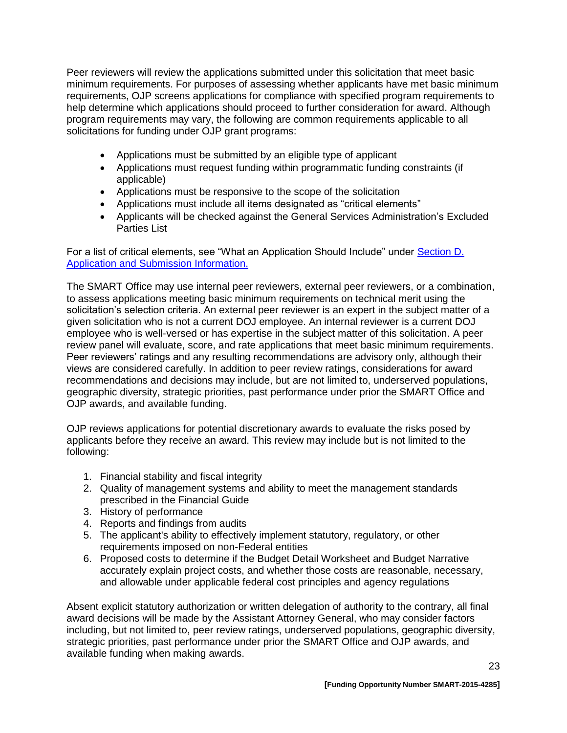Peer reviewers will review the applications submitted under this solicitation that meet basic minimum requirements. For purposes of assessing whether applicants have met basic minimum requirements, OJP screens applications for compliance with specified program requirements to help determine which applications should proceed to further consideration for award. Although program requirements may vary, the following are common requirements applicable to all solicitations for funding under OJP grant programs:

- Applications must be submitted by an eligible type of applicant
- Applications must request funding within programmatic funding constraints (if applicable)
- Applications must be responsive to the scope of the solicitation
- Applications must include all items designated as "critical elements"
- Applicants will be checked against the General Services Administration's Excluded Parties List

For a list of critical elements, see "What an Application Should Include" under [Section D. Application and Submission Information.](#)

The SMART Office may use internal peer reviewers, external peer reviewers, or a combination, to assess applications meeting basic minimum requirements on technical merit using the solicitation's selection criteria. An external peer reviewer is an expert in the subject matter of a given solicitation who is not a current DOJ employee. An internal reviewer is a current DOJ employee who is well-versed or has expertise in the subject matter of this solicitation. A peer review panel will evaluate, score, and rate applications that meet basic minimum requirements. Peer reviewers' ratings and any resulting recommendations are advisory only, although their views are considered carefully. In addition to peer review ratings, considerations for award recommendations and decisions may include, but are not limited to, underserved populations, geographic diversity, strategic priorities, past performance under prior the SMART Office and OJP awards, and available funding.

OJP reviews applications for potential discretionary awards to evaluate the risks posed by applicants before they receive an award. This review may include but is not limited to the following:

1. Financial stability and fiscal integrity
2. Quality of management systems and ability to meet the management standards prescribed in the Financial Guide
3. History of performance
4. Reports and findings from audits
5. The applicant's ability to effectively implement statutory, regulatory, or other requirements imposed on non-Federal entities
6. Proposed costs to determine if the Budget Detail Worksheet and Budget Narrative accurately explain project costs, and whether those costs are reasonable, necessary, and allowable under applicable federal cost principles and agency regulations

Absent explicit statutory authorization or written delegation of authority to the contrary, all final award decisions will be made by the Assistant Attorney General, who may consider factors including, but not limited to, peer review ratings, underserved populations, geographic diversity, strategic priorities, past performance under prior the SMART Office and OJP awards, and available funding when making awards.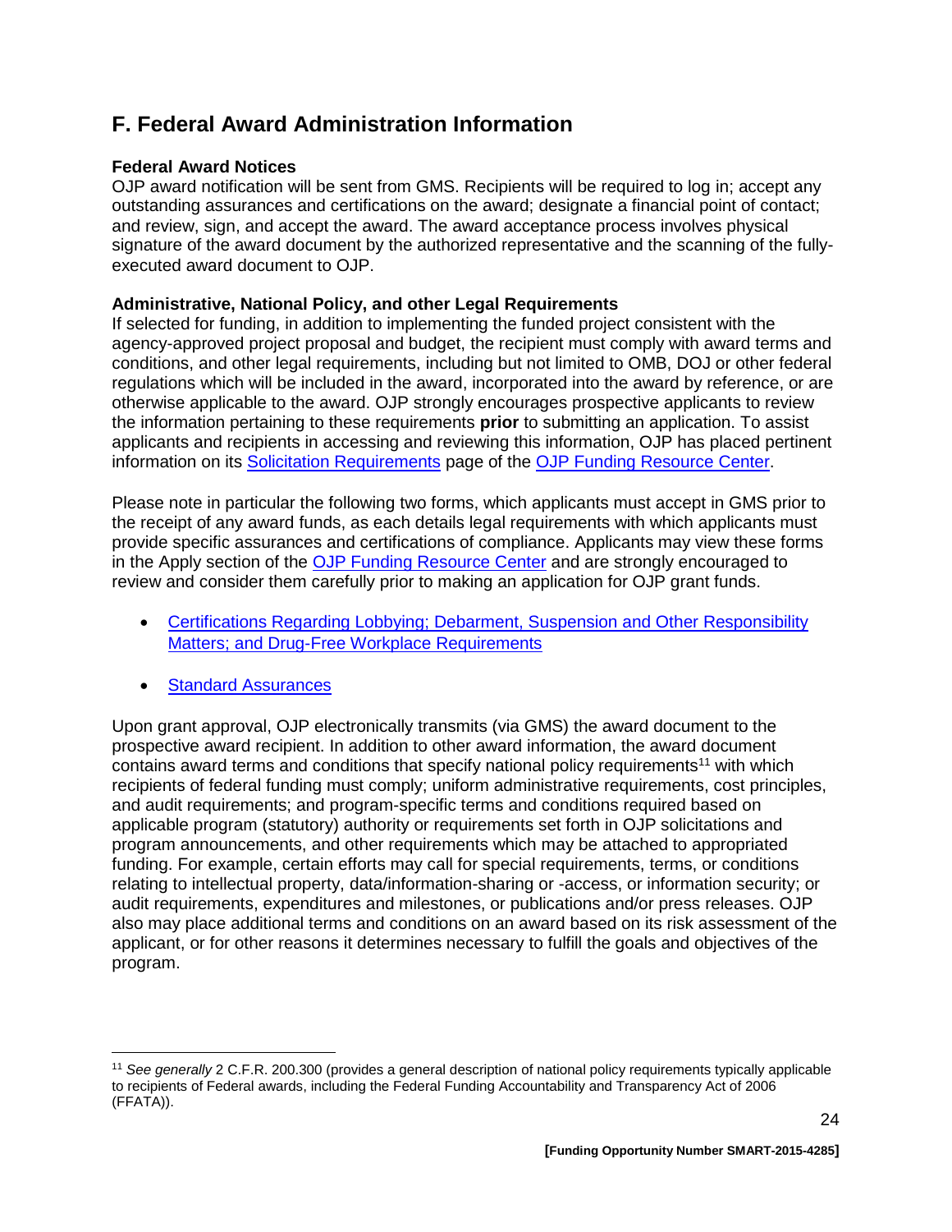## F. Federal Award Administration Information

**Federal Award Notices**

OJP award notification will be sent from GMS. Recipients will be required to log in; accept any outstanding assurances and certifications on the award; designate a financial point of contact; and review, sign, and accept the award. The award acceptance process involves physical signature of the award document by the authorized representative and the scanning of the fully-executed award document to OJP.

**Administrative, National Policy, and other Legal Requirements**

If selected for funding, in addition to implementing the funded project consistent with the agency-approved project proposal and budget, the recipient must comply with award terms and conditions, and other legal requirements, including but not limited to OMB, DOJ or other federal regulations which will be included in the award, incorporated into the award by reference, or are otherwise applicable to the award. OJP strongly encourages prospective applicants to review the information pertaining to these requirements **prior** to submitting an application. To assist applicants and recipients in accessing and reviewing this information, OJP has placed pertinent information on its Solicitation Requirements page of the OJP Funding Resource Center.

Please note in particular the following two forms, which applicants must accept in GMS prior to the receipt of any award funds, as each details legal requirements with which applicants must provide specific assurances and certifications of compliance. Applicants may view these forms in the Apply section of the OJP Funding Resource Center and are strongly encouraged to review and consider them carefully prior to making an application for OJP grant funds.

- Certifications Regarding Lobbying; Debarment, Suspension and Other Responsibility Matters; and Drug-Free Workplace Requirements
- Standard Assurances

Upon grant approval, OJP electronically transmits (via GMS) the award document to the prospective award recipient. In addition to other award information, the award document contains award terms and conditions that specify national policy requirements[11] with which recipients of federal funding must comply; uniform administrative requirements, cost principles, and audit requirements; and program-specific terms and conditions required based on applicable program (statutory) authority or requirements set forth in OJP solicitations and program announcements, and other requirements which may be attached to appropriated funding. For example, certain efforts may call for special requirements, terms, or conditions relating to intellectual property, data/information-sharing or -access, or information security; or audit requirements, expenditures and milestones, or publications and/or press releases. OJP also may place additional terms and conditions on an award based on its risk assessment of the applicant, or for other reasons it determines necessary to fulfill the goals and objectives of the program.

---

[11] *See generally* 2 C.F.R. 200.300 (provides a general description of national policy requirements typically applicable to recipients of Federal awards, including the Federal Funding Accountability and Transparency Act of 2006 (FFATA)).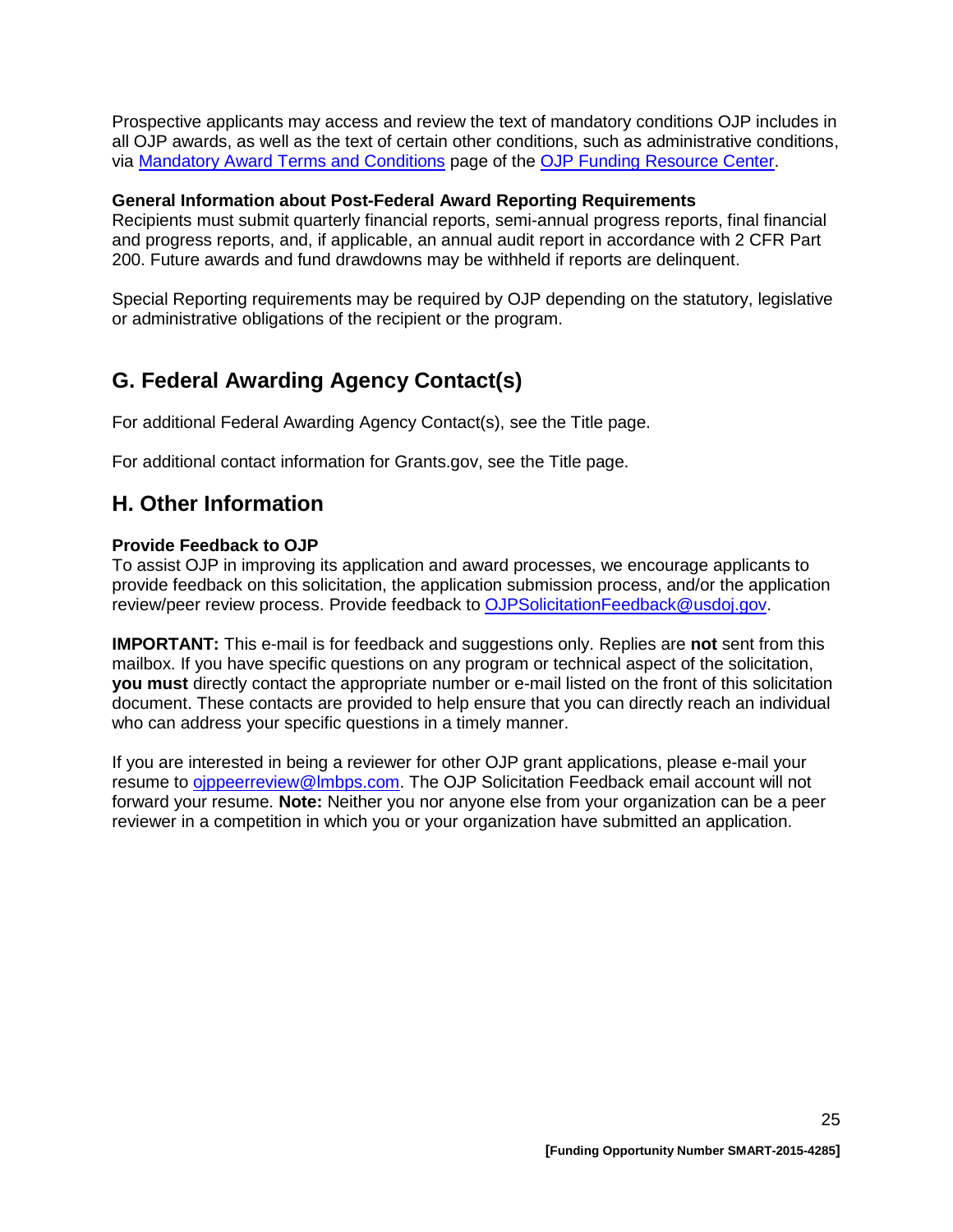Prospective applicants may access and review the text of mandatory conditions OJP includes in all OJP awards, as well as the text of certain other conditions, such as administrative conditions, via Mandatory Award Terms and Conditions page of the OJP Funding Resource Center.

**General Information about Post-Federal Award Reporting Requirements**
Recipients must submit quarterly financial reports, semi-annual progress reports, final financial and progress reports, and, if applicable, an annual audit report in accordance with 2 CFR Part 200. Future awards and fund drawdowns may be withheld if reports are delinquent.

Special Reporting requirements may be required by OJP depending on the statutory, legislative or administrative obligations of the recipient or the program.

## G. Federal Awarding Agency Contact(s)

For additional Federal Awarding Agency Contact(s), see the Title page.

For additional contact information for Grants.gov, see the Title page.

## H. Other Information

**Provide Feedback to OJP**
To assist OJP in improving its application and award processes, we encourage applicants to provide feedback on this solicitation, the application submission process, and/or the application review/peer review process. Provide feedback to OJPSolicitationFeedback@usdoj.gov.

**IMPORTANT:** This e-mail is for feedback and suggestions only. Replies are **not** sent from this mailbox. If you have specific questions on any program or technical aspect of the solicitation, **you must** directly contact the appropriate number or e-mail listed on the front of this solicitation document. These contacts are provided to help ensure that you can directly reach an individual who can address your specific questions in a timely manner.

If you are interested in being a reviewer for other OJP grant applications, please e-mail your resume to ojppeerreview@lmbps.com. The OJP Solicitation Feedback email account will not forward your resume. **Note:** Neither you nor anyone else from your organization can be a peer reviewer in a competition in which you or your organization have submitted an application.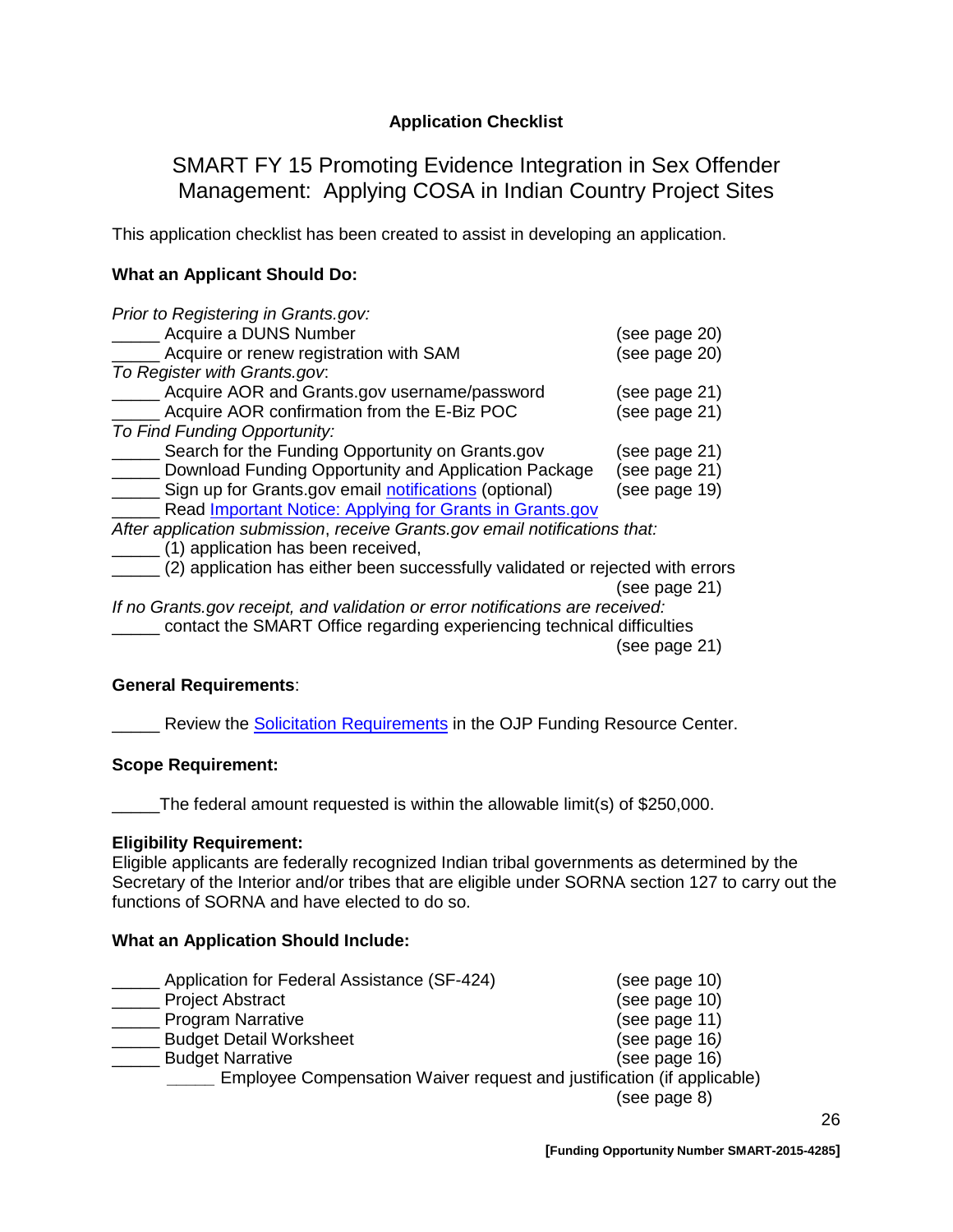## Application Checklist

# SMART FY 15 Promoting Evidence Integration in Sex Offender Management: Applying COSA in Indian Country Project Sites

This application checklist has been created to assist in developing an application.

**What an Applicant Should Do:**

*Prior to Registering in Grants.gov:*

_____ Acquire a DUNS Number (see page 20)
_____ Acquire or renew registration with SAM (see page 20)

*To Register with Grants.gov*:

_____ Acquire AOR and Grants.gov username/password (see page 21)
_____ Acquire AOR confirmation from the E-Biz POC (see page 21)

*To Find Funding Opportunity:*

_____ Search for the Funding Opportunity on Grants.gov (see page 21)
_____ Download Funding Opportunity and Application Package (see page 21)
_____ Sign up for Grants.gov email notifications (optional) (see page 19)
_____ Read Important Notice: Applying for Grants in Grants.gov

*After application submission, receive Grants.gov email notifications that:*

_____ (1) application has been received,
_____ (2) application has either been successfully validated or rejected with errors (see page 21)

*If no Grants.gov receipt, and validation or error notifications are received:*

_____ contact the SMART Office regarding experiencing technical difficulties (see page 21)

**General Requirements**:

_____ Review the Solicitation Requirements in the OJP Funding Resource Center.

**Scope Requirement:**

_____The federal amount requested is within the allowable limit(s) of $250,000.

**Eligibility Requirement:**

Eligible applicants are federally recognized Indian tribal governments as determined by the Secretary of the Interior and/or tribes that are eligible under SORNA section 127 to carry out the functions of SORNA and have elected to do so.

**What an Application Should Include:**

_____ Application for Federal Assistance (SF-424) (see page 10)
_____ Project Abstract (see page 10)
_____ Program Narrative (see page 11)
_____ Budget Detail Worksheet (see page 16)
_____ Budget Narrative (see page 16)
  _____ Employee Compensation Waiver request and justification (if applicable) (see page 8)

[Funding Opportunity Number SMART-2015-4285]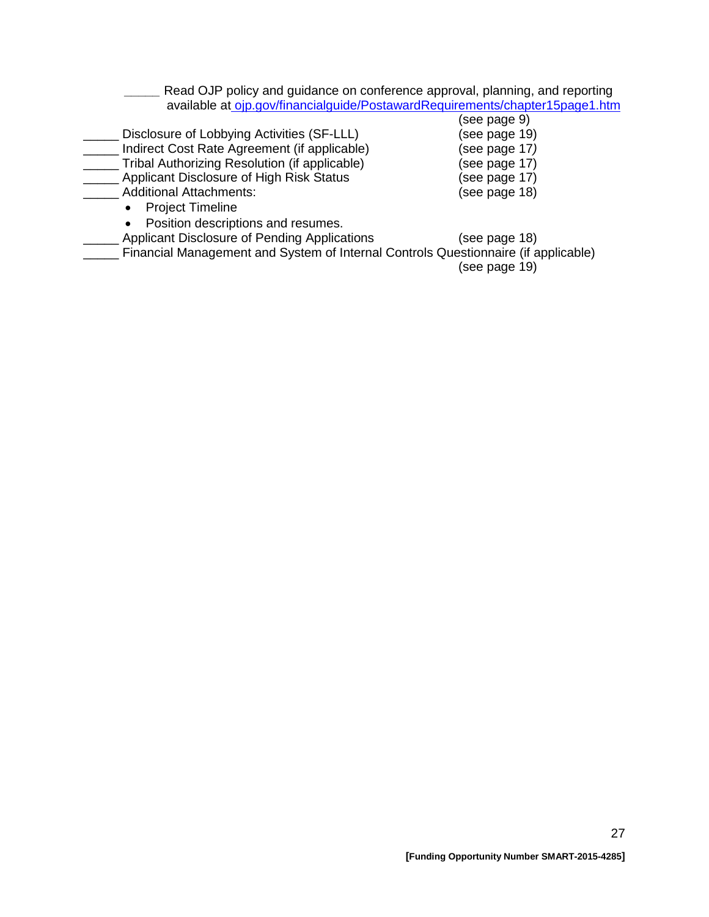_____ Read OJP policy and guidance on conference approval, planning, and reporting available at ojp.gov/financialguide/PostawardRequirements/chapter15page1.htm (see page 9)

_____ Disclosure of Lobbying Activities (SF-LLL) (see page 19)

_____ Indirect Cost Rate Agreement (if applicable) (see page 17)

_____ Tribal Authorizing Resolution (if applicable) (see page 17)

_____ Applicant Disclosure of High Risk Status (see page 17)

_____ Additional Attachments: (see page 18)

- Project Timeline
- Position descriptions and resumes.

_____ Applicant Disclosure of Pending Applications (see page 18)

_____ Financial Management and System of Internal Controls Questionnaire (if applicable) (see page 19)